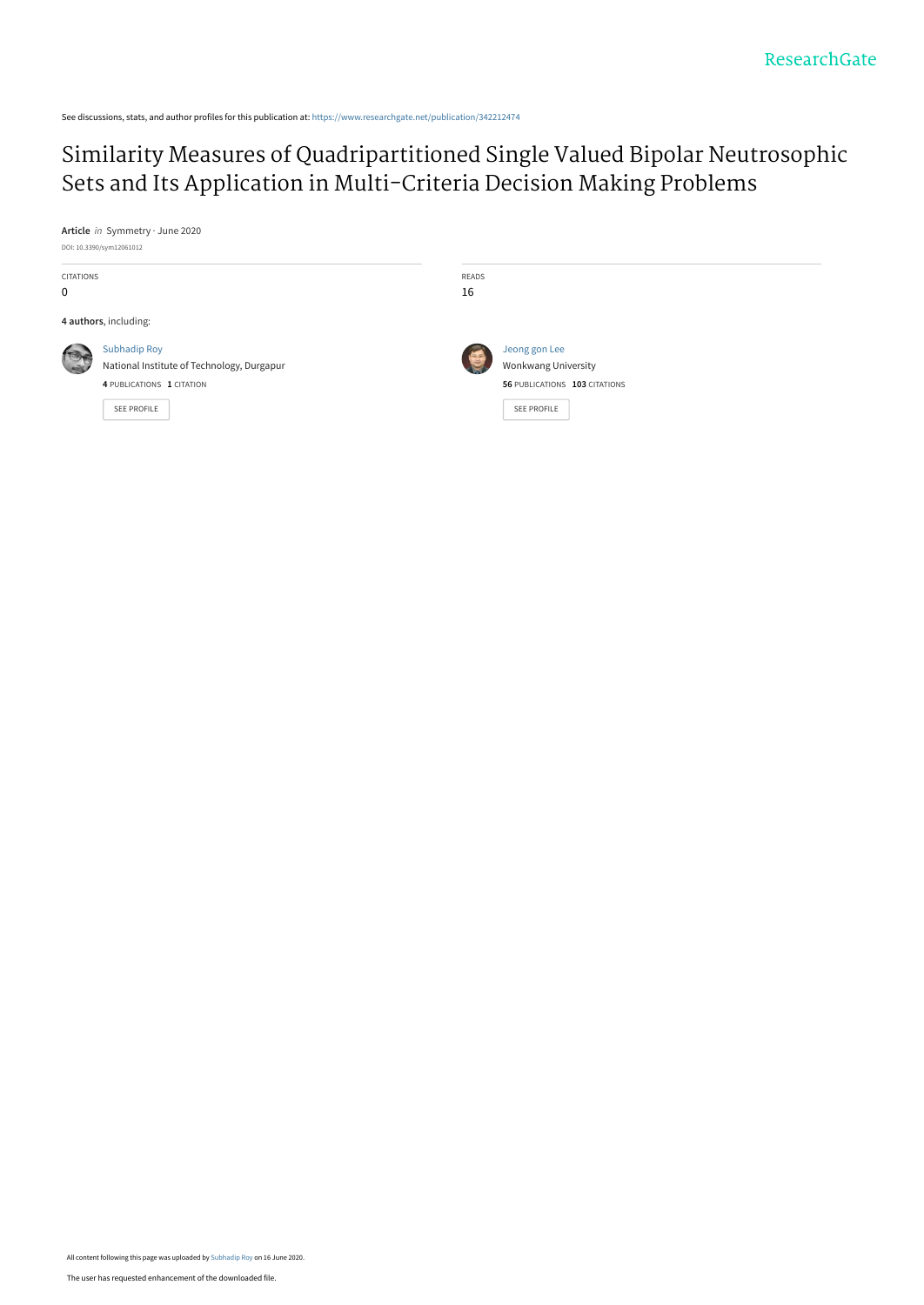ResearchGate

See discussions, stats, and author profiles for this publication at: https://www.researchgate.net/publication/342212474

# Similarity Measures of Quadripartitioned Single Valued Bipolar Neutrosophic Sets and Its Application in Multi-Criteria Decision Making Problems

**Article** *in* Symmetry · June 2020

DOI: 10.3390/sym12061012

| CITATIONS | READS |
|---|---|
| 0 | 16 |

**4 authors**, including:

Subhadip Roy
National Institute of Technology, Durgapur
**4** PUBLICATIONS **1** CITATION

SEE PROFILE

Jeong gon Lee
Wonkwang University
**56** PUBLICATIONS **103** CITATIONS

SEE PROFILE

All content following this page was uploaded by Subhadip Roy on 16 June 2020.

The user has requested enhancement of the downloaded file.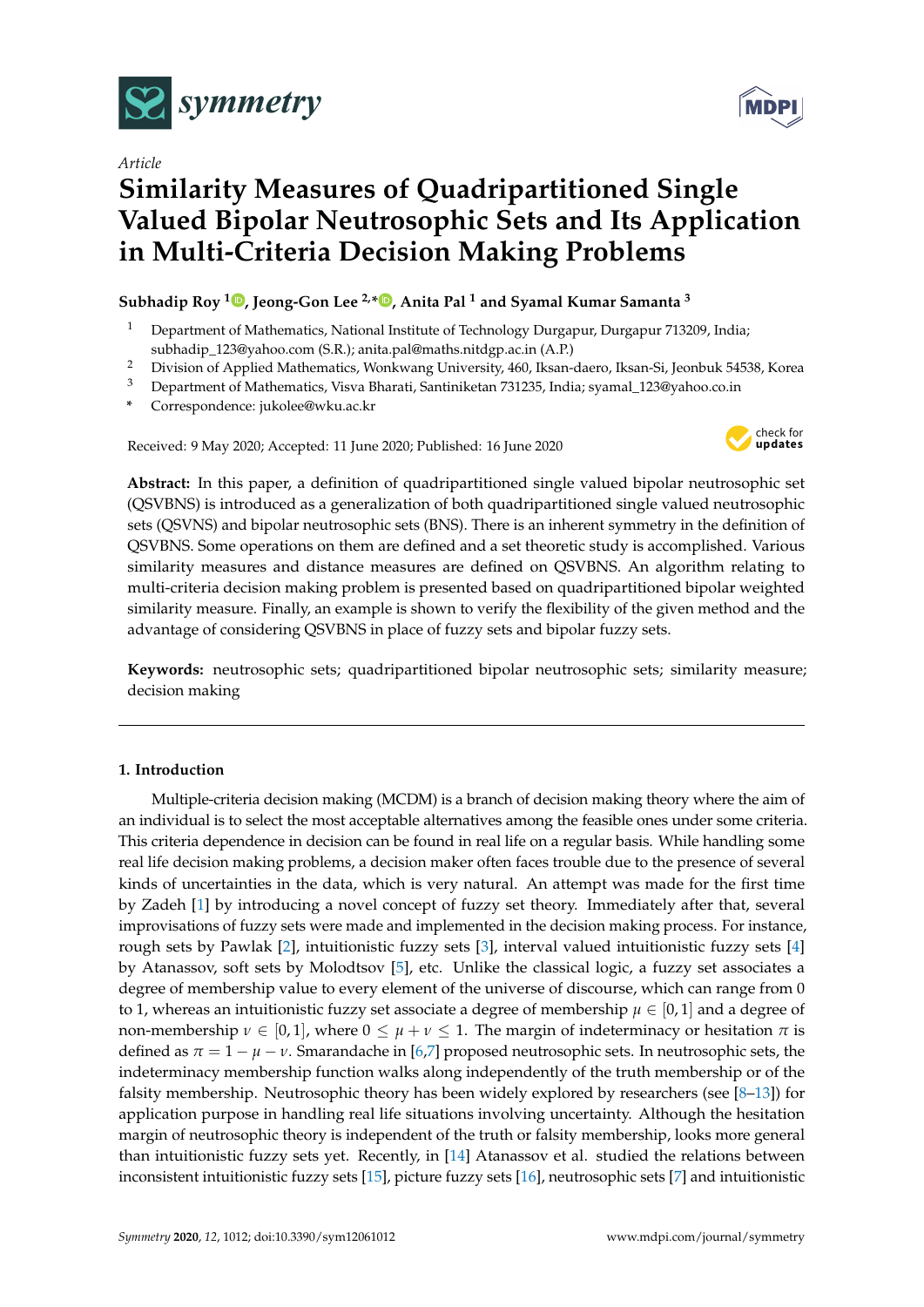# Similarity Measures of Quadripartitioned Single Valued Bipolar Neutrosophic Sets and Its Application in Multi-Criteria Decision Making Problems

**Subhadip Roy [1], Jeong-Gon Lee [2,*], Anita Pal [1] and Syamal Kumar Samanta [3]**

[1] Department of Mathematics, National Institute of Technology Durgapur, Durgapur 713209, India; subhadip_123@yahoo.com (S.R.); anita.pal@maths.nitdgp.ac.in (A.P.)

[2] Division of Applied Mathematics, Wonkwang University, 460, Iksan-daero, Iksan-Si, Jeonbuk 54538, Korea

[3] Department of Mathematics, Visva Bharati, Santiniketan 731235, India; syamal_123@yahoo.co.in

\* Correspondence: jukolee@wku.ac.kr

Received: 9 May 2020; Accepted: 11 June 2020; Published: 16 June 2020

**Abstract:** In this paper, a definition of quadripartitioned single valued bipolar neutrosophic set (QSVBNS) is introduced as a generalization of both quadripartitioned single valued neutrosophic sets (QSVNS) and bipolar neutrosophic sets (BNS). There is an inherent symmetry in the definition of QSVBNS. Some operations on them are defined and a set theoretic study is accomplished. Various similarity measures and distance measures are defined on QSVBNS. An algorithm relating to multi-criteria decision making problem is presented based on quadripartitioned bipolar weighted similarity measure. Finally, an example is shown to verify the flexibility of the given method and the advantage of considering QSVBNS in place of fuzzy sets and bipolar fuzzy sets.

**Keywords:** neutrosophic sets; quadripartitioned bipolar neutrosophic sets; similarity measure; decision making

## 1. Introduction

Multiple-criteria decision making (MCDM) is a branch of decision making theory where the aim of an individual is to select the most acceptable alternatives among the feasible ones under some criteria. This criteria dependence in decision can be found in real life on a regular basis. While handling some real life decision making problems, a decision maker often faces trouble due to the presence of several kinds of uncertainties in the data, which is very natural. An attempt was made for the first time by Zadeh [1] by introducing a novel concept of fuzzy set theory. Immediately after that, several improvisations of fuzzy sets were made and implemented in the decision making process. For instance, rough sets by Pawlak [2], intuitionistic fuzzy sets [3], interval valued intuitionistic fuzzy sets [4] by Atanassov, soft sets by Molodtsov [5], etc. Unlike the classical logic, a fuzzy set associates a degree of membership value to every element of the universe of discourse, which can range from 0 to 1, whereas an intuitionistic fuzzy set associate a degree of membership $\mu \in [0,1]$ and a degree of non-membership $\nu \in [0,1]$, where $0 \leq \mu + \nu \leq 1$. The margin of indeterminacy or hesitation $\pi$ is defined as $\pi = 1 - \mu - \nu$. Smarandache in [6,7] proposed neutrosophic sets. In neutrosophic sets, the indeterminacy membership function walks along independently of the truth membership or of the falsity membership. Neutrosophic theory has been widely explored by researchers (see [8–13]) for application purpose in handling real life situations involving uncertainty. Although the hesitation margin of neutrosophic theory is independent of the truth or falsity membership, looks more general than intuitionistic fuzzy sets yet. Recently, in [14] Atanassov et al. studied the relations between inconsistent intuitionistic fuzzy sets [15], picture fuzzy sets [16], neutrosophic sets [7] and intuitionistic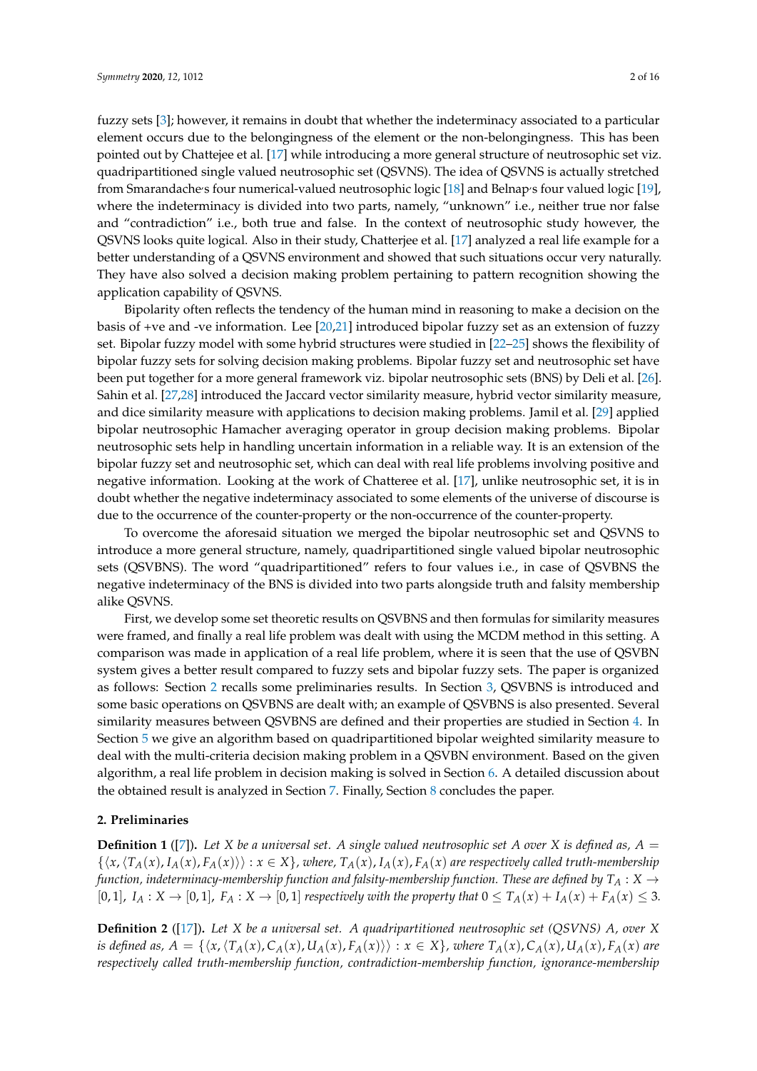fuzzy sets [3]; however, it remains in doubt that whether the indeterminacy associated to a particular element occurs due to the belongingness of the element or the non-belongingness. This has been pointed out by Chattejee et al. [17] while introducing a more general structure of neutrosophic set viz. quadripartitioned single valued neutrosophic set (QSVNS). The idea of QSVNS is actually stretched from Smarandache′s four numerical-valued neutrosophic logic [18] and Belnap′s four valued logic [19], where the indeterminacy is divided into two parts, namely, "unknown" i.e., neither true nor false and "contradiction" i.e., both true and false. In the context of neutrosophic study however, the QSVNS looks quite logical. Also in their study, Chatterjee et al. [17] analyzed a real life example for a better understanding of a QSVNS environment and showed that such situations occur very naturally. They have also solved a decision making problem pertaining to pattern recognition showing the application capability of QSVNS.

Bipolarity often reflects the tendency of the human mind in reasoning to make a decision on the basis of +ve and -ve information. Lee [20,21] introduced bipolar fuzzy set as an extension of fuzzy set. Bipolar fuzzy model with some hybrid structures were studied in [22–25] shows the flexibility of bipolar fuzzy sets for solving decision making problems. Bipolar fuzzy set and neutrosophic set have been put together for a more general framework viz. bipolar neutrosophic sets (BNS) by Deli et al. [26]. Sahin et al. [27,28] introduced the Jaccard vector similarity measure, hybrid vector similarity measure, and dice similarity measure with applications to decision making problems. Jamil et al. [29] applied bipolar neutrosophic Hamacher averaging operator in group decision making problems. Bipolar neutrosophic sets help in handling uncertain information in a reliable way. It is an extension of the bipolar fuzzy set and neutrosophic set, which can deal with real life problems involving positive and negative information. Looking at the work of Chatteree et al. [17], unlike neutrosophic set, it is in doubt whether the negative indeterminacy associated to some elements of the universe of discourse is due to the occurrence of the counter-property or the non-occurrence of the counter-property.

To overcome the aforesaid situation we merged the bipolar neutrosophic set and QSVNS to introduce a more general structure, namely, quadripartitioned single valued bipolar neutrosophic sets (QSVBNS). The word "quadripartitioned" refers to four values i.e., in case of QSVBNS the negative indeterminacy of the BNS is divided into two parts alongside truth and falsity membership alike QSVNS.

First, we develop some set theoretic results on QSVBNS and then formulas for similarity measures were framed, and finally a real life problem was dealt with using the MCDM method in this setting. A comparison was made in application of a real life problem, where it is seen that the use of QSVBN system gives a better result compared to fuzzy sets and bipolar fuzzy sets. The paper is organized as follows: Section 2 recalls some preliminaries results. In Section 3, QSVBNS is introduced and some basic operations on QSVBNS are dealt with; an example of QSVBNS is also presented. Several similarity measures between QSVBNS are defined and their properties are studied in Section 4. In Section 5 we give an algorithm based on quadripartitioned bipolar weighted similarity measure to deal with the multi-criteria decision making problem in a QSVBN environment. Based on the given algorithm, a real life problem in decision making is solved in Section 6. A detailed discussion about the obtained result is analyzed in Section 7. Finally, Section 8 concludes the paper.

## 2. Preliminaries

**Definition 1** ([7]). *Let $X$ be a universal set. A single valued neutrosophic set $A$ over $X$ is defined as, $A = \{\langle x, \langle T_A(x), I_A(x), F_A(x)\rangle\rangle : x \in X\}$, where, $T_A(x), I_A(x), F_A(x)$ are respectively called truth-membership function, indeterminacy-membership function and falsity-membership function. These are defined by $T_A : X \to [0,1]$, $I_A : X \to [0,1]$, $F_A : X \to [0,1]$ respectively with the property that $0 \le T_A(x) + I_A(x) + F_A(x) \le 3$.*

**Definition 2** ([17]). *Let $X$ be a universal set. A quadripartitioned neutrosophic set (QSVNS) $A$, over $X$ is defined as, $A = \{\langle x, \langle T_A(x), C_A(x), U_A(x), F_A(x)\rangle\rangle : x \in X\}$, where $T_A(x), C_A(x), U_A(x), F_A(x)$ are respectively called truth-membership function, contradiction-membership function, ignorance-membership*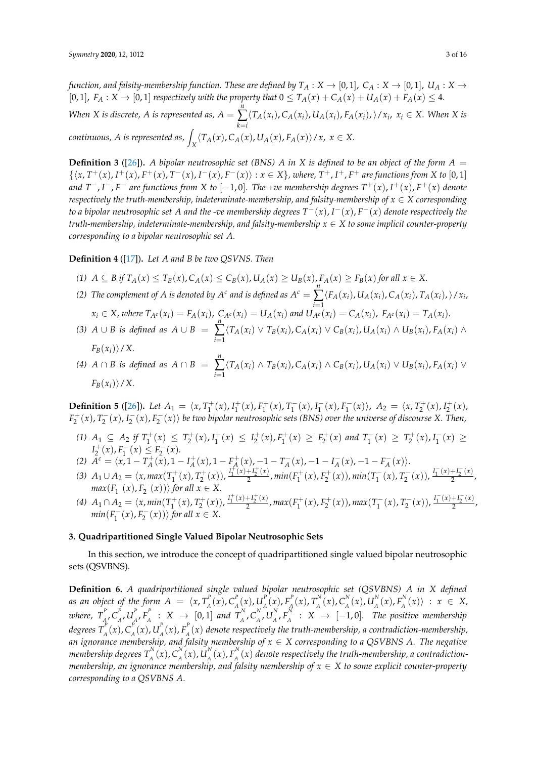*function, and falsity-membership function. These are defined by $T_A : X \to [0,1]$, $C_A : X \to [0,1]$, $U_A : X \to [0,1]$, $F_A : X \to [0,1]$ respectively with the property that $0 \leq T_A(x) + C_A(x) + U_A(x) + F_A(x) \leq 4$. When $X$ is discrete, $A$ is represented as, $A = \sum_{k=i}^{n} \langle T_A(x_i), C_A(x_i), U_A(x_i), F_A(x_i), \rangle / x_i,\ x_i \in X$. When $X$ is continuous, $A$ is represented as, $\int_X \langle T_A(x), C_A(x), U_A(x), F_A(x) \rangle / x,\ x \in X$.*

**Definition 3** ([26])**.** *A bipolar neutrosophic set (BNS) $A$ in $X$ is defined to be an object of the form $A = \{\langle x, T^+(x), I^+(x), F^+(x), T^-(x), I^-(x), F^-(x)\rangle : x \in X\}$, where, $T^+, I^+, F^+$ are functions from $X$ to $[0,1]$ and $T^-, I^-, F^-$ are functions from $X$ to $[-1,0]$. The +ve membership degrees $T^+(x), I^+(x), F^+(x)$ denote respectively the truth-membership, indeterminate-membership, and falsity-membership of $x \in X$ corresponding to a bipolar neutrosophic set $A$ and the -ve membership degrees $T^-(x), I^-(x), F^-(x)$ denote respectively the truth-membership, indeterminate-membership, and falsity-membership $x \in X$ to some implicit counter-property corresponding to a bipolar neutrosophic set $A$.*

**Definition 4** ([17])**.** *Let $A$ and $B$ be two QSVNS. Then*

*(1) $A \subseteq B$ if $T_A(x) \leq T_B(x), C_A(x) \leq C_B(x), U_A(x) \geq U_B(x), F_A(x) \geq F_B(x)$ for all $x \in X$.*

*(2) The complement of $A$ is denoted by $A^c$ and is defined as $A^c = \sum_{i=1}^{n} \langle F_A(x_i), U_A(x_i), C_A(x_i), T_A(x_i), \rangle / x_i$, $x_i \in X$, where $T_{A^c}(x_i) = F_A(x_i)$, $C_{A^c}(x_i) = U_A(x_i)$ and $U_{A^c}(x_i) = C_A(x_i)$, $F_{A^c}(x_i) = T_A(x_i)$.*

*(3) $A \cup B$ is defined as $A \cup B = \sum_{i=1}^{n} \langle T_A(x_i) \vee T_B(x_i), C_A(x_i) \vee C_B(x_i), U_A(x_i) \wedge U_B(x_i), F_A(x_i) \wedge F_B(x_i) \rangle / X$.*

*(4) $A \cap B$ is defined as $A \cap B = \sum_{i=1}^{n} \langle T_A(x_i) \wedge T_B(x_i), C_A(x_i) \wedge C_B(x_i), U_A(x_i) \vee U_B(x_i), F_A(x_i) \vee F_B(x_i) \rangle / X$.*

**Definition 5** ([26])**.** *Let $A_1 = \langle x, T_1^+(x), I_1^+(x), F_1^+(x), T_1^-(x), I_1^-(x), F_1^-(x)\rangle$, $A_2 = \langle x, T_2^+(x), I_2^+(x), F_2^+(x), T_2^-(x), I_2^-(x), F_2^-(x)\rangle$ be two bipolar neutrosophic sets (BNS) over the universe of discourse $X$. Then,*

*(1) $A_1 \subseteq A_2$ if $T_1^+(x) \leq T_2^+(x), I_1^+(x) \leq I_2^+(x), F_1^+(x) \geq F_2^+(x)$ and $T_1^-(x) \geq T_2^+(x), I_1^-(x) \geq I_2^+(x), F_1^-(x) \leq F_2^-(x)$.*

*(2) $A^c = \langle x, 1 - T_A^+(x), 1 - I_A^+(x), 1 - F_A^+(x), -1 - T_A^-(x), -1 - I_A^-(x), -1 - F_A^-(x)\rangle$.*

*(3) $A_1 \cup A_2 = \langle x, max(T_1^+(x), T_2^+(x)), \frac{I_1^+(x)+I_2^+(x)}{2}, min(F_1^+(x), F_2^+(x)), min(T_1^-(x), T_2^-(x)), \frac{I_1^-(x)+I_2^-(x)}{2}, max(F_1^-(x), F_2^-(x))\rangle$ for all $x \in X$.*

*(4) $A_1 \cap A_2 = \langle x, min(T_1^+(x), T_2^+(x)), \frac{I_1^+(x)+I_2^+(x)}{2}, max(F_1^+(x), F_2^+(x)), max(T_1^-(x), T_2^-(x)), \frac{I_1^-(x)+I_2^-(x)}{2}, min(F_1^-(x), F_2^-(x))\rangle$ for all $x \in X$.*

## 3. Quadripartitioned Single Valued Bipolar Neutrosophic Sets

In this section, we introduce the concept of quadripartitioned single valued bipolar neutrosophic sets (QSVBNS).

**Definition 6.** *A quadripartitioned single valued bipolar neutrosophic set (QSVBNS) $A$ in $X$ defined as an object of the form $A = \langle x, T_A^P(x), C_A^P(x), U_A^P(x), F_A^P(x), T_A^N(x), C_A^N(x), U_A^N(x), F_A^N(x)\rangle : x \in X$, where, $T_A^P, C_A^P, U_A^P, F_A^P : X \to [0,1]$ and $T_A^N, C_A^N, U_A^N, F_A^N : X \to [-1,0]$. The positive membership degrees $T_A^P(x), C_A^P(x), U_A^P(x), F_A^P(x)$ denote respectively the truth-membership, a contradiction-membership, an ignorance membership, and falsity membership of $x \in X$ corresponding to a QSVBNS $A$. The negative membership degrees $T_A^N(x), C_A^N(x), U_A^N(x), F_A^N(x)$ denote respectively the truth-membership, a contradiction-membership, an ignorance membership, and falsity membership of $x \in X$ to some explicit counter-property corresponding to a QSVBNS $A$.*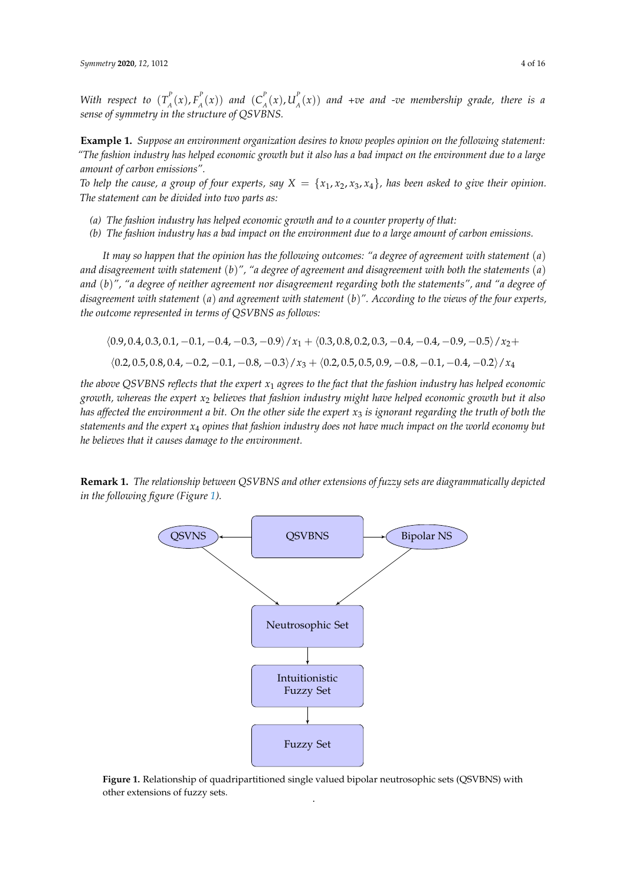*With respect to* $(T_A^P(x), F_A^P(x))$ *and* $(C_A^P(x), U_A^P(x))$ *and +ve and -ve membership grade, there is a sense of symmetry in the structure of QSVBNS.*

**Example 1.** *Suppose an environment organization desires to know peoples opinion on the following statement: "The fashion industry has helped economic growth but it also has a bad impact on the environment due to a large amount of carbon emissions".*

*To help the cause, a group of four experts, say* $X = \{x_1, x_2, x_3, x_4\}$*, has been asked to give their opinion. The statement can be divided into two parts as:*

- *(a) The fashion industry has helped economic growth and to a counter property of that:*
- *(b) The fashion industry has a bad impact on the environment due to a large amount of carbon emissions.*

*It may so happen that the opinion has the following outcomes: "a degree of agreement with statement* $(a)$ *and disagreement with statement* $(b)$*", "a degree of agreement and disagreement with both the statements* $(a)$ *and* $(b)$*", "a degree of neither agreement nor disagreement regarding both the statements", and "a degree of disagreement with statement* $(a)$ *and agreement with statement* $(b)$*". According to the views of the four experts, the outcome represented in terms of QSVBNS as follows:*

$$\langle 0.9, 0.4, 0.3, 0.1, -0.1, -0.4, -0.3, -0.9 \rangle / x_1 + \langle 0.3, 0.8, 0.2, 0.3, -0.4, -0.4, -0.9, -0.5 \rangle / x_2 +$$
$$\langle 0.2, 0.5, 0.8, 0.4, -0.2, -0.1, -0.8, -0.3 \rangle / x_3 + \langle 0.2, 0.5, 0.5, 0.9, -0.8, -0.1, -0.4, -0.2 \rangle / x_4$$

*the above QSVBNS reflects that the expert* $x_1$ *agrees to the fact that the fashion industry has helped economic growth, whereas the expert* $x_2$ *believes that fashion industry might have helped economic growth but it also has affected the environment a bit. On the other side the expert* $x_3$ *is ignorant regarding the truth of both the statements and the expert* $x_4$ *opines that fashion industry does not have much impact on the world economy but he believes that it causes damage to the environment.*

**Remark 1.** *The relationship between QSVBNS and other extensions of fuzzy sets are diagrammatically depicted in the following figure (Figure 1).*

**Figure 1.** Relationship of quadripartitioned single valued bipolar neutrosophic sets (QSVBNS) with other extensions of fuzzy sets.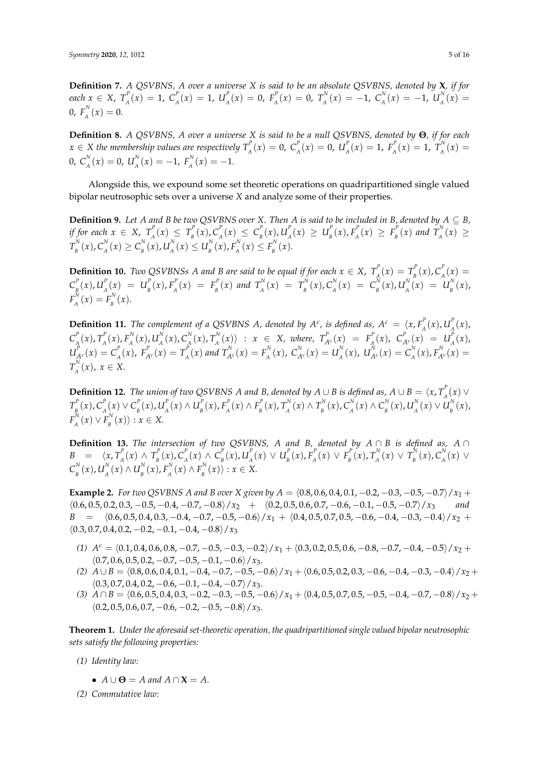**Definition 7.** *A QSVBNS, A over a universe X is said to be an absolute QSVBNS, denoted by* $\mathbf{X}$*, if for each* $x \in X$, $T^P_A(x) = 1$, $C^P_A(x) = 1$, $U^P_A(x) = 0$, $F^P_A(x) = 0$, $T^N_A(x) = -1$, $C^N_A(x) = -1$, $U^N_A(x) = 0$, $F^N_A(x) = 0$.

**Definition 8.** *A QSVBNS, A over a universe X is said to be a null QSVBNS, denoted by* $\mathbf{\Theta}$*, if for each* $x \in X$ *the membership values are respectively* $T^P_A(x) = 0$, $C^P_A(x) = 0$, $U^P_A(x) = 1$, $F^P_A(x) = 1$, $T^N_A(x) = 0$, $C^N_A(x) = 0$, $U^N_A(x) = -1$, $F^N_A(x) = -1$.

Alongside this, we expound some set theoretic operations on quadripartitioned single valued bipolar neutrosophic sets over a universe $X$ and analyze some of their properties.

**Definition 9.** *Let A and B be two QSVBNS over X. Then A is said to be included in B, denoted by* $A \subseteq B$*, if for each* $x \in X$, $T^P_A(x) \leq T^P_B(x), C^P_A(x) \leq C^P_B(x), U^P_A(x) \geq U^P_B(x), F^P_A(x) \geq F^P_B(x)$ *and* $T^N_A(x) \geq T^N_B(x), C^N_A(x) \geq C^N_B(x), U^N_A(x) \leq U^N_B(x), F^N_A(x) \leq F^N_B(x)$.

**Definition 10.** *Two QSVBNSs A and B are said to be equal if for each* $x \in X$, $T^P_A(x) = T^P_B(x), C^P_A(x) = C^P_B(x), U^P_A(x) = U^P_B(x), F^P_A(x) = F^P_B(x)$ *and* $T^N_A(x) = T^N_B(x), C^N_A(x) = C^N_B(x), U^N_A(x) = U^N_B(x)$, $F^N_A(x) = F^N_B(x)$.

**Definition 11.** *The complement of a QSVBNS A, denoted by* $A^c$*, is defined as,* $A^c = \langle x, F^P_A(x), U^P_A(x), C^P_A(x), T^P_A(x), F^N_A(x), U^N_A(x), C^N_A(x), T^N_A(x)\rangle : x \in X$*, where,* $T^P_{A^c}(x) = F^P_A(x)$, $C^P_{A^c}(x) = U^P_A(x)$, $U^P_{A^c}(x) = C^P_A(x)$, $F^P_{A^c}(x) = T^P_A(x)$ *and* $T^N_{A^c}(x) = F^N_A(x)$, $C^N_{A^c}(x) = U^N_A(x)$, $U^N_{A^c}(x) = C^N_A(x), F^N_{A^c}(x) = T^N_A(x)$, $x \in X$.

**Definition 12.** *The union of two QSVBNS A and B, denoted by* $A \cup B$ *is defined as,* $A \cup B = \langle x, T^P_A(x) \vee T^P_B(x), C^P_A(x) \vee C^P_B(x), U^P_A(x) \wedge U^P_B(x), F^P_A(x) \wedge F^P_B(x), T^N_A(x) \wedge T^N_B(x), C^N_A(x) \wedge C^N_B(x), U^N_A(x) \vee U^N_B(x), F^N_A(x) \vee F^N_B(x)\rangle : x \in X$.

**Definition 13.** *The intersection of two QSVBNS, A and B, denoted by* $A \cap B$ *is defined as,* $A \cap B = \langle x, T^P_A(x) \wedge T^P_B(x), C^P_A(x) \wedge C^P_B(x), U^P_A(x) \vee U^P_B(x), F^P_A(x) \vee F^P_B(x), T^N_A(x) \vee T^N_B(x), C^N_A(x) \vee C^N_B(x), U^N_A(x) \wedge U^N_B(x), F^N_A(x) \wedge F^N_B(x)\rangle : x \in X$.

**Example 2.** *For two QSVBNS A and B over X given by* $A = \langle 0.8, 0.6, 0.4, 0.1, -0.2, -0.3, -0.5, -0.7\rangle/x_1 + \langle 0.6, 0.5, 0.2, 0.3, -0.5, -0.4, -0.7, -0.8\rangle/x_2 + \langle 0.2, 0.5, 0.6, 0.7, -0.6, -0.1, -0.5, -0.7\rangle/x_3$ *and* $B = \langle 0.6, 0.5, 0.4, 0.3, -0.4, -0.7, -0.5, -0.6\rangle/x_1 + \langle 0.4, 0.5, 0.7, 0.5, -0.6, -0.4, -0.3, -0.4\rangle/x_2 + \langle 0.3, 0.7, 0.4, 0.2, -0.2, -0.1, -0.4, -0.8\rangle/x_3$

*(1)* $A^c = \langle 0.1, 0.4, 0.6, 0.8, -0.7, -0.5, -0.3, -0.2\rangle/x_1 + \langle 0.3, 0.2, 0.5, 0.6, -0.8, -0.7, -0.4, -0.5\rangle/x_2 + \langle 0.7, 0.6, 0.5, 0.2, -0.7, -0.5, -0.1, -0.6\rangle/x_3$.

*(2)* $A \cup B = \langle 0.8, 0.6, 0.4, 0.1, -0.4, -0.7, -0.5, -0.6\rangle/x_1 + \langle 0.6, 0.5, 0.2, 0.3, -0.6, -0.4, -0.3, -0.4\rangle/x_2 + \langle 0.3, 0.7, 0.4, 0.2, -0.6, -0.1, -0.4, -0.7\rangle/x_3$.

*(3)* $A \cap B = \langle 0.6, 0.5, 0.4, 0.3, -0.2, -0.3, -0.5, -0.6\rangle/x_1 + \langle 0.4, 0.5, 0.7, 0.5, -0.5, -0.4, -0.7, -0.8\rangle/x_2 + \langle 0.2, 0.5, 0.6, 0.7, -0.6, -0.2, -0.5, -0.8\rangle/x_3$.

**Theorem 1.** *Under the aforesaid set-theoretic operation, the quadripartitioned single valued bipolar neutrosophic sets satisfy the following properties:*

*(1) Identity law:*

- $A \cup \mathbf{\Theta} = A$ *and* $A \cap \mathbf{X} = A$.

*(2) Commutative law:*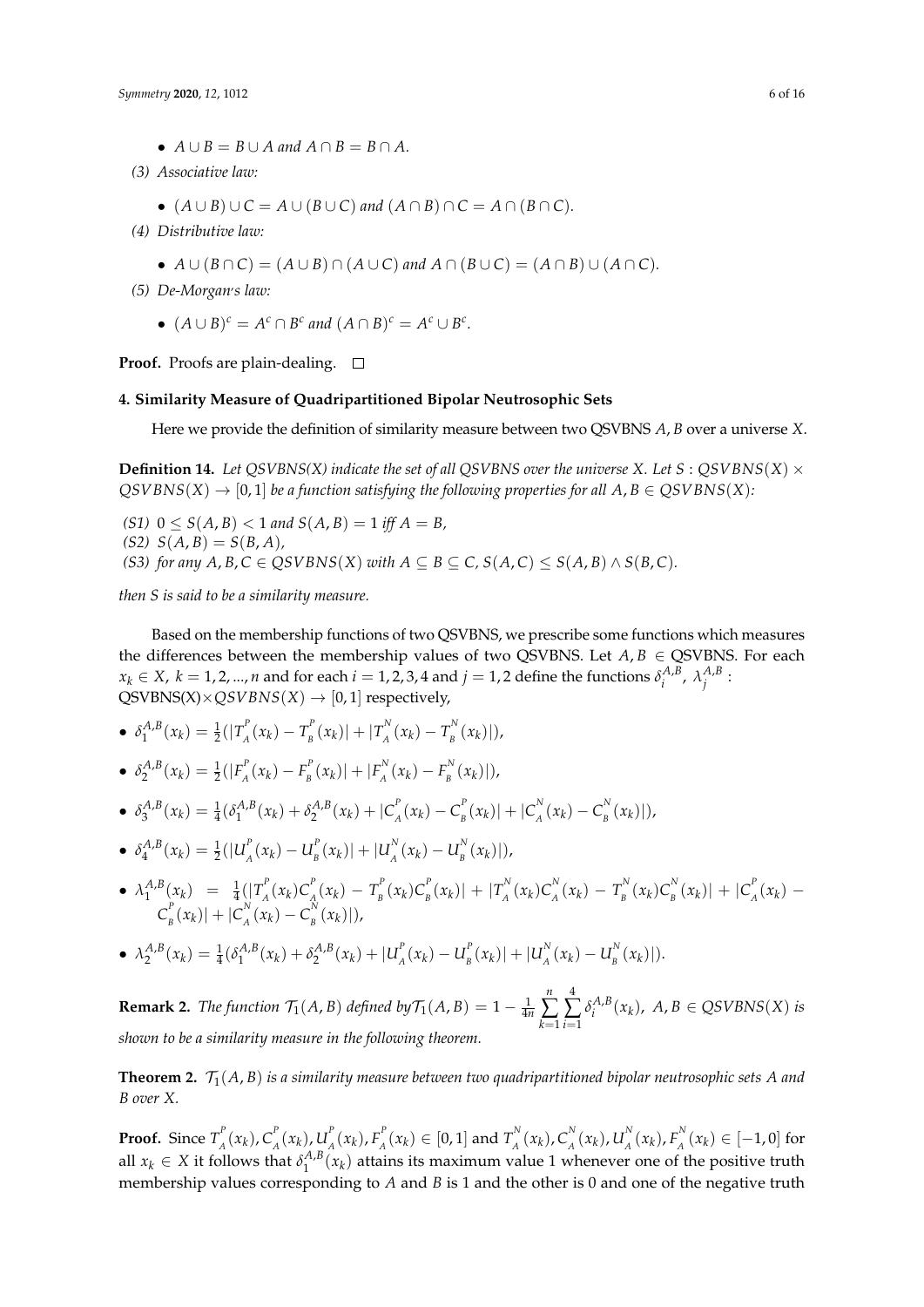- $A \cup B = B \cup A$ *and* $A \cap B = B \cap A$.

*(3) Associative law:*

- $(A \cup B) \cup C = A \cup (B \cup C)$ *and* $(A \cap B) \cap C = A \cap (B \cap C)$.

*(4) Distributive law:*

- $A \cup (B \cap C) = (A \cup B) \cap (A \cup C)$ *and* $A \cap (B \cup C) = (A \cap B) \cup (A \cap C)$.

*(5) De-Morgan's law:*

- $(A \cup B)^c = A^c \cap B^c$ *and* $(A \cap B)^c = A^c \cup B^c$.

**Proof.** Proofs are plain-dealing. □

## 4. Similarity Measure of Quadripartitioned Bipolar Neutrosophic Sets

Here we provide the definition of similarity measure between two QSVBNS $A, B$ over a universe $X$.

**Definition 14.** *Let QSVBNS(X) indicate the set of all QSVBNS over the universe X. Let* $S : QSVBNS(X) \times QSVBNS(X) \to [0, 1]$ *be a function satisfying the following properties for all* $A, B \in QSVBNS(X)$*:*

*(S1)* $0 \leq S(A, B) < 1$ *and* $S(A, B) = 1$ *iff* $A = B$,
*(S2)* $S(A, B) = S(B, A)$,
*(S3) for any* $A, B, C \in QSVBNS(X)$ *with* $A \subseteq B \subseteq C$, $S(A, C) \leq S(A, B) \wedge S(B, C)$.

*then S is said to be a similarity measure.*

Based on the membership functions of two QSVBNS, we prescribe some functions which measures the differences between the membership values of two QSVBNS. Let $A, B \in$ QSVBNS. For each $x_k \in X$, $k = 1, 2, ..., n$ and for each $i = 1, 2, 3, 4$ and $j = 1, 2$ define the functions $\delta_i^{A,B}$, $\lambda_j^{A,B}$ : QSVBNS(X)$\times QSVBNS(X) \to [0, 1]$ respectively,

- $\delta_1^{A,B}(x_k) = \frac{1}{2}(|T_A^P(x_k) - T_B^P(x_k)| + |T_A^N(x_k) - T_B^N(x_k)|)$,
- $\delta_2^{A,B}(x_k) = \frac{1}{2}(|F_A^P(x_k) - F_B^P(x_k)| + |F_A^N(x_k) - F_B^N(x_k)|)$,
- $\delta_3^{A,B}(x_k) = \frac{1}{4}(\delta_1^{A,B}(x_k) + \delta_2^{A,B}(x_k) + |C_A^P(x_k) - C_B^P(x_k)| + |C_A^N(x_k) - C_B^N(x_k)|)$,
- $\delta_4^{A,B}(x_k) = \frac{1}{2}(|U_A^P(x_k) - U_B^P(x_k)| + |U_A^N(x_k) - U_B^N(x_k)|)$,
- $\lambda_1^{A,B}(x_k) = \frac{1}{4}(|T_A^P(x_k)C_A^P(x_k) - T_B^P(x_k)C_B^P(x_k)| + |T_A^N(x_k)C_A^N(x_k) - T_B^N(x_k)C_B^N(x_k)| + |C_A^P(x_k) - C_B^P(x_k)| + |C_A^N(x_k) - C_B^N(x_k)|)$,
- $\lambda_2^{A,B}(x_k) = \frac{1}{4}(\delta_1^{A,B}(x_k) + \delta_2^{A,B}(x_k) + |U_A^P(x_k) - U_B^P(x_k)| + |U_A^N(x_k) - U_B^N(x_k)|)$.

**Remark 2.** *The function* $\mathcal{T}_1(A, B)$ *defined by* $\mathcal{T}_1(A, B) = 1 - \frac{1}{4n}\sum_{k=1}^{n}\sum_{i=1}^{4}\delta_i^{A,B}(x_k)$, $A, B \in QSVBNS(X)$ *is shown to be a similarity measure in the following theorem.*

**Theorem 2.** $\mathcal{T}_1(A, B)$ *is a similarity measure between two quadripartitioned bipolar neutrosophic sets A and B over X.*

**Proof.** Since $T_A^P(x_k), C_A^P(x_k), U_A^P(x_k), F_A^P(x_k) \in [0, 1]$ and $T_A^N(x_k), C_A^N(x_k), U_A^N(x_k), F_A^N(x_k) \in [-1, 0]$ for all $x_k \in X$ it follows that $\delta_1^{A,B}(x_k)$ attains its maximum value 1 whenever one of the positive truth membership values corresponding to $A$ and $B$ is 1 and the other is 0 and one of the negative truth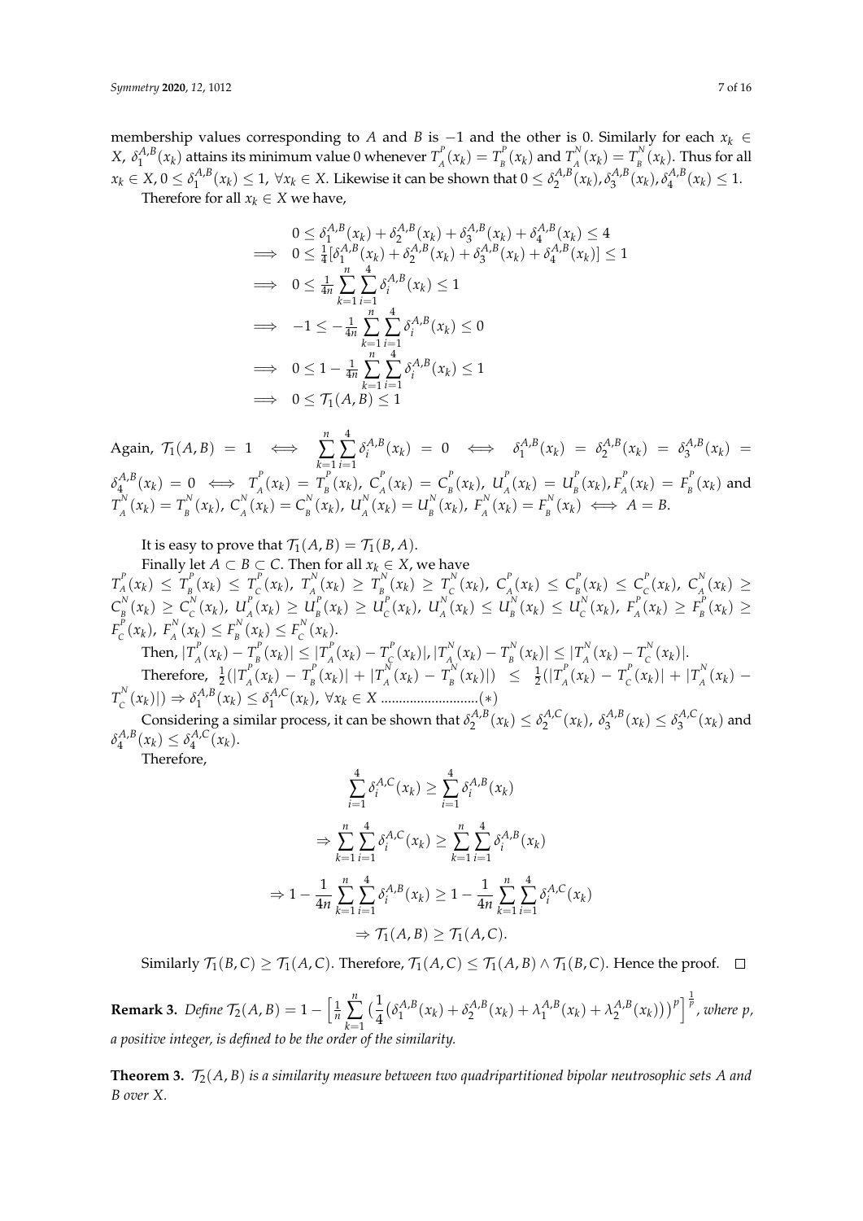membership values corresponding to $A$ and $B$ is $-1$ and the other is 0. Similarly for each $x_k \in X$, $\delta_1^{A,B}(x_k)$ attains its minimum value 0 whenever $T_A^P(x_k) = T_B^P(x_k)$ and $T_A^N(x_k) = T_B^N(x_k)$. Thus for all $x_k \in X$, $0 \le \delta_1^{A,B}(x_k) \le 1$, $\forall x_k \in X$. Likewise it can be shown that $0 \le \delta_2^{A,B}(x_k), \delta_3^{A,B}(x_k), \delta_4^{A,B}(x_k) \le 1$.

Therefore for all $x_k \in X$ we have,

$$
\begin{aligned}
& 0 \le \delta_1^{A,B}(x_k) + \delta_2^{A,B}(x_k) + \delta_3^{A,B}(x_k) + \delta_4^{A,B}(x_k) \le 4 \\
\implies & 0 \le \tfrac{1}{4}[\delta_1^{A,B}(x_k) + \delta_2^{A,B}(x_k) + \delta_3^{A,B}(x_k) + \delta_4^{A,B}(x_k)] \le 1 \\
\implies & 0 \le \tfrac{1}{4n} \sum_{k=1}^{n} \sum_{i=1}^{4} \delta_i^{A,B}(x_k) \le 1 \\
\implies & -1 \le -\tfrac{1}{4n} \sum_{k=1}^{n} \sum_{i=1}^{4} \delta_i^{A,B}(x_k) \le 0 \\
\implies & 0 \le 1 - \tfrac{1}{4n} \sum_{k=1}^{n} \sum_{i=1}^{4} \delta_i^{A,B}(x_k) \le 1 \\
\implies & 0 \le \mathcal{T}_1(A,B) \le 1
\end{aligned}
$$

Again, $\mathcal{T}_1(A,B) = 1 \iff \sum_{k=1}^{n} \sum_{i=1}^{4} \delta_i^{A,B}(x_k) = 0 \iff \delta_1^{A,B}(x_k) = \delta_2^{A,B}(x_k) = \delta_3^{A,B}(x_k) = \delta_4^{A,B}(x_k) = 0 \iff T_A^P(x_k) = T_B^P(x_k)$, $C_A^P(x_k) = C_B^P(x_k)$, $U_A^P(x_k) = U_B^P(x_k)$, $F_A^P(x_k) = F_B^P(x_k)$ and $T_A^N(x_k) = T_B^N(x_k)$, $C_A^N(x_k) = C_B^N(x_k)$, $U_A^N(x_k) = U_B^N(x_k)$, $F_A^N(x_k) = F_B^N(x_k) \iff A = B$.

It is easy to prove that $\mathcal{T}_1(A,B) = \mathcal{T}_1(B,A)$.

Finally let $A \subset B \subset C$. Then for all $x_k \in X$, we have $T_A^P(x_k) \le T_B^P(x_k) \le T_C^P(x_k)$, $T_A^N(x_k) \ge T_B^N(x_k) \ge T_C^N(x_k)$, $C_A^P(x_k) \le C_B^P(x_k) \le C_C^P(x_k)$, $C_A^N(x_k) \ge C_B^N(x_k) \ge C_C^N(x_k)$, $U_A^P(x_k) \ge U_B^P(x_k) \ge U_C^P(x_k)$, $U_A^N(x_k) \le U_B^N(x_k) \le U_C^N(x_k)$, $F_A^P(x_k) \ge F_B^P(x_k) \ge F_C^P(x_k)$, $F_A^N(x_k) \le F_B^N(x_k) \le F_C^N(x_k)$.

Then, $|T_A^P(x_k) - T_B^P(x_k)| \le |T_A^P(x_k) - T_C^P(x_k)|, |T_A^N(x_k) - T_B^N(x_k)| \le |T_A^N(x_k) - T_C^N(x_k)|$.

Therefore, $\frac{1}{2}(|T_A^P(x_k) - T_B^P(x_k)| + |T_A^N(x_k) - T_B^N(x_k)|) \le \frac{1}{2}(|T_A^P(x_k) - T_C^P(x_k)| + |T_A^N(x_k) - T_C^N(x_k)|) \Rightarrow \delta_1^{A,B}(x_k) \le \delta_1^{A,C}(x_k)$, $\forall x_k \in X$ ..........................(*)

Considering a similar process, it can be shown that $\delta_2^{A,B}(x_k) \le \delta_2^{A,C}(x_k)$, $\delta_3^{A,B}(x_k) \le \delta_3^{A,C}(x_k)$ and $\delta_4^{A,B}(x_k) \le \delta_4^{A,C}(x_k)$.

Therefore,

$$
\begin{aligned}
\sum_{i=1}^{4} \delta_i^{A,C}(x_k) &\ge \sum_{i=1}^{4} \delta_i^{A,B}(x_k) \\
\Rightarrow \sum_{k=1}^{n} \sum_{i=1}^{4} \delta_i^{A,C}(x_k) &\ge \sum_{k=1}^{n} \sum_{i=1}^{4} \delta_i^{A,B}(x_k) \\
\Rightarrow 1 - \frac{1}{4n} \sum_{k=1}^{n} \sum_{i=1}^{4} \delta_i^{A,B}(x_k) &\ge 1 - \frac{1}{4n} \sum_{k=1}^{n} \sum_{i=1}^{4} \delta_i^{A,C}(x_k) \\
\Rightarrow \mathcal{T}_1(A,B) &\ge \mathcal{T}_1(A,C).
\end{aligned}
$$

Similarly $\mathcal{T}_1(B,C) \ge \mathcal{T}_1(A,C)$. Therefore, $\mathcal{T}_1(A,C) \le \mathcal{T}_1(A,B) \wedge \mathcal{T}_1(B,C)$. Hence the proof. □

**Remark 3.** *Define* $\mathcal{T}_2(A,B) = 1 - \Big[\frac{1}{n} \sum_{k=1}^{n} \big(\frac{1}{4}\big(\delta_1^{A,B}(x_k) + \delta_2^{A,B}(x_k) + \lambda_1^{A,B}(x_k) + \lambda_2^{A,B}(x_k)\big)\big)^p\Big]^{\frac{1}{p}}$, *where* $p$, *a positive integer, is defined to be the order of the similarity.*

**Theorem 3.** *$\mathcal{T}_2(A,B)$ is a similarity measure between two quadripartitioned bipolar neutrosophic sets $A$ and $B$ over $X$.*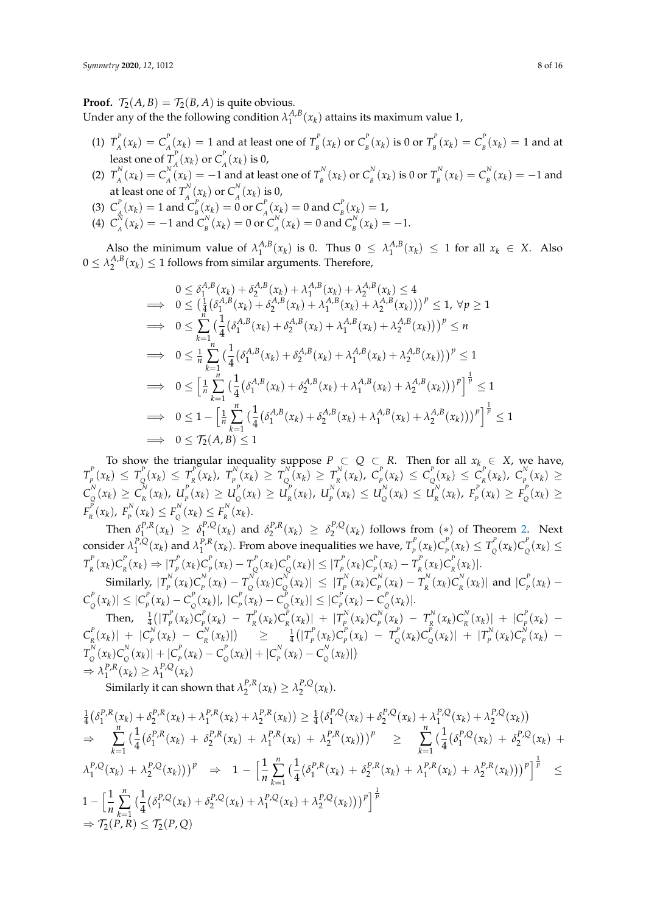**Proof.** $\mathcal{T}_2(A,B) = \mathcal{T}_2(B,A)$ is quite obvious.

Under any of the the following condition $\lambda_1^{A,B}(x_k)$ attains its maximum value 1,

(1) $T_A^P(x_k) = C_A^P(x_k) = 1$ and at least one of $T_B^P(x_k)$ or $C_B^P(x_k)$ is 0 or $T_B^P(x_k) = C_B^P(x_k) = 1$ and at least one of $T_A^P(x_k)$ or $C_A^P(x_k)$ is 0,

(2) $T_A^N(x_k) = C_A^N(x_k) = -1$ and at least one of $T_B^N(x_k)$ or $C_B^N(x_k)$ is 0 or $T_B^N(x_k) = C_B^N(x_k) = -1$ and at least one of $T_A^N(x_k)$ or $C_A^N(x_k)$ is 0,

(3) $C_A^P(x_k) = 1$ and $C_B^P(x_k) = 0$ or $C_A^P(x_k) = 0$ and $C_B^P(x_k) = 1$,

(4) $C_A^N(x_k) = -1$ and $C_B^N(x_k) = 0$ or $C_A^N(x_k) = 0$ and $C_B^N(x_k) = -1$.

Also the minimum value of $\lambda_1^{A,B}(x_k)$ is 0. Thus $0 \leq \lambda_1^{A,B}(x_k) \leq 1$ for all $x_k \in X$. Also $0 \leq \lambda_2^{A,B}(x_k) \leq 1$ follows from similar arguments. Therefore,

$$
\begin{aligned}
& 0 \leq \delta_1^{A,B}(x_k) + \delta_2^{A,B}(x_k) + \lambda_1^{A,B}(x_k) + \lambda_2^{A,B}(x_k) \leq 4 \\
\implies & 0 \leq \left(\tfrac{1}{4}\left(\delta_1^{A,B}(x_k) + \delta_2^{A,B}(x_k) + \lambda_1^{A,B}(x_k) + \lambda_2^{A,B}(x_k)\right)\right)^p \leq 1,\ \forall p \geq 1 \\
\implies & 0 \leq \sum_{k=1}^{n} \left(\frac{1}{4}\left(\delta_1^{A,B}(x_k) + \delta_2^{A,B}(x_k) + \lambda_1^{A,B}(x_k) + \lambda_2^{A,B}(x_k)\right)\right)^p \leq n \\
\implies & 0 \leq \tfrac{1}{n} \sum_{k=1}^{n} \left(\frac{1}{4}\left(\delta_1^{A,B}(x_k) + \delta_2^{A,B}(x_k) + \lambda_1^{A,B}(x_k) + \lambda_2^{A,B}(x_k)\right)\right)^p \leq 1 \\
\implies & 0 \leq \left[\tfrac{1}{n} \sum_{k=1}^{n} \left(\frac{1}{4}\left(\delta_1^{A,B}(x_k) + \delta_2^{A,B}(x_k) + \lambda_1^{A,B}(x_k) + \lambda_2^{A,B}(x_k)\right)\right)^p\right]^{\frac{1}{p}} \leq 1 \\
\implies & 0 \leq 1 - \left[\tfrac{1}{n} \sum_{k=1}^{n} \left(\frac{1}{4}\left(\delta_1^{A,B}(x_k) + \delta_2^{A,B}(x_k) + \lambda_1^{A,B}(x_k) + \lambda_2^{A,B}(x_k)\right)\right)^p\right]^{\frac{1}{p}} \leq 1 \\
\implies & 0 \leq \mathcal{T}_2(A,B) \leq 1
\end{aligned}
$$

To show the triangular inequality suppose $P \subset Q \subset R$. Then for all $x_k \in X$, we have, $T_P^P(x_k) \leq T_Q^P(x_k) \leq T_R^P(x_k)$, $T_P^N(x_k) \geq T_Q^N(x_k) \geq T_R^N(x_k)$, $C_P^P(x_k) \leq C_Q^P(x_k) \leq C_R^P(x_k)$, $C_P^N(x_k) \geq C_Q^N(x_k) \geq C_R^N(x_k)$, $U_P^P(x_k) \geq U_Q^P(x_k) \geq U_R^P(x_k)$, $U_P^N(x_k) \leq U_Q^N(x_k) \leq U_R^N(x_k)$, $F_P^P(x_k) \geq F_Q^P(x_k) \geq F_R^P(x_k)$, $F_P^N(x_k) \leq F_Q^N(x_k) \leq F_R^N(x_k)$.

Then $\delta_1^{P,R}(x_k) \geq \delta_1^{P,Q}(x_k)$ and $\delta_2^{P,R}(x_k) \geq \delta_2^{P,Q}(x_k)$ follows from $(*)$ of Theorem 2. Next consider $\lambda_1^{P,Q}(x_k)$ and $\lambda_1^{P,R}(x_k)$. From above inequalities we have, $T_P^P(x_k)C_P^P(x_k) \leq T_Q^P(x_k)C_Q^P(x_k) \leq T_R^P(x_k)C_R^P(x_k) \Rightarrow |T_P^P(x_k)C_P^P(x_k) - T_Q^P(x_k)C_Q^P(x_k)| \leq |T_P^P(x_k)C_P^P(x_k) - T_R^P(x_k)C_R^P(x_k)|$.

Similarly, $|T_P^N(x_k)C_P^N(x_k) - T_Q^N(x_k)C_Q^N(x_k)| \leq |T_P^N(x_k)C_P^N(x_k) - T_R^N(x_k)C_R^N(x_k)|$ and $|C_P^P(x_k) - C_Q^P(x_k)| \leq |C_P^P(x_k) - C_Q^P(x_k)|$, $|C_P^P(x_k) - C_Q^P(x_k)| \leq |C_P^P(x_k) - C_Q^P(x_k)|$.

Then, $\frac{1}{4}\left(|T_P^P(x_k)C_P^P(x_k) - T_R^P(x_k)C_R^P(x_k)| + |T_P^N(x_k)C_P^N(x_k) - T_R^N(x_k)C_R^N(x_k)| + |C_P^P(x_k) - C_R^P(x_k)| + |C_P^N(x_k) - C_R^N(x_k)|\right) \geq \frac{1}{4}\left(|T_P^P(x_k)C_P^P(x_k) - T_Q^P(x_k)C_Q^P(x_k)| + |T_P^N(x_k)C_P^N(x_k) - T_Q^N(x_k)C_Q^N(x_k)| + |C_P^P(x_k) - C_Q^P(x_k)| + |C_P^N(x_k) - C_Q^N(x_k)|\right)$
$\Rightarrow \lambda_1^{P,R}(x_k) \geq \lambda_1^{P,Q}(x_k)$

Similarly it can shown that $\lambda_2^{P,R}(x_k) \geq \lambda_2^{P,Q}(x_k)$.

$\frac{1}{4}\left(\delta_1^{P,R}(x_k) + \delta_2^{P,R}(x_k) + \lambda_1^{P,R}(x_k) + \lambda_2^{P,R}(x_k)\right) \geq \frac{1}{4}\left(\delta_1^{P,Q}(x_k) + \delta_2^{P,Q}(x_k) + \lambda_1^{P,Q}(x_k) + \lambda_2^{P,Q}(x_k)\right)$
$\Rightarrow \sum_{k=1}^{n}\left(\frac{1}{4}\left(\delta_1^{P,R}(x_k) + \delta_2^{P,R}(x_k) + \lambda_1^{P,R}(x_k) + \lambda_2^{P,R}(x_k)\right)\right)^p \geq \sum_{k=1}^{n}\left(\frac{1}{4}\left(\delta_1^{P,Q}(x_k) + \delta_2^{P,Q}(x_k) + \lambda_1^{P,Q}(x_k) + \lambda_2^{P,Q}(x_k)\right)\right)^p \Rightarrow 1 - \left[\frac{1}{n}\sum_{k=1}^{n}\left(\frac{1}{4}\left(\delta_1^{P,R}(x_k) + \delta_2^{P,R}(x_k) + \lambda_1^{P,R}(x_k) + \lambda_2^{P,R}(x_k)\right)\right)^p\right]^{\frac{1}{p}} \leq 1 - \left[\frac{1}{n}\sum_{k=1}^{n}\left(\frac{1}{4}\left(\delta_1^{P,Q}(x_k) + \delta_2^{P,Q}(x_k) + \lambda_1^{P,Q}(x_k) + \lambda_2^{P,Q}(x_k)\right)\right)^p\right]^{\frac{1}{p}}$
$\Rightarrow \mathcal{T}_2(P,R) \leq \mathcal{T}_2(P,Q)$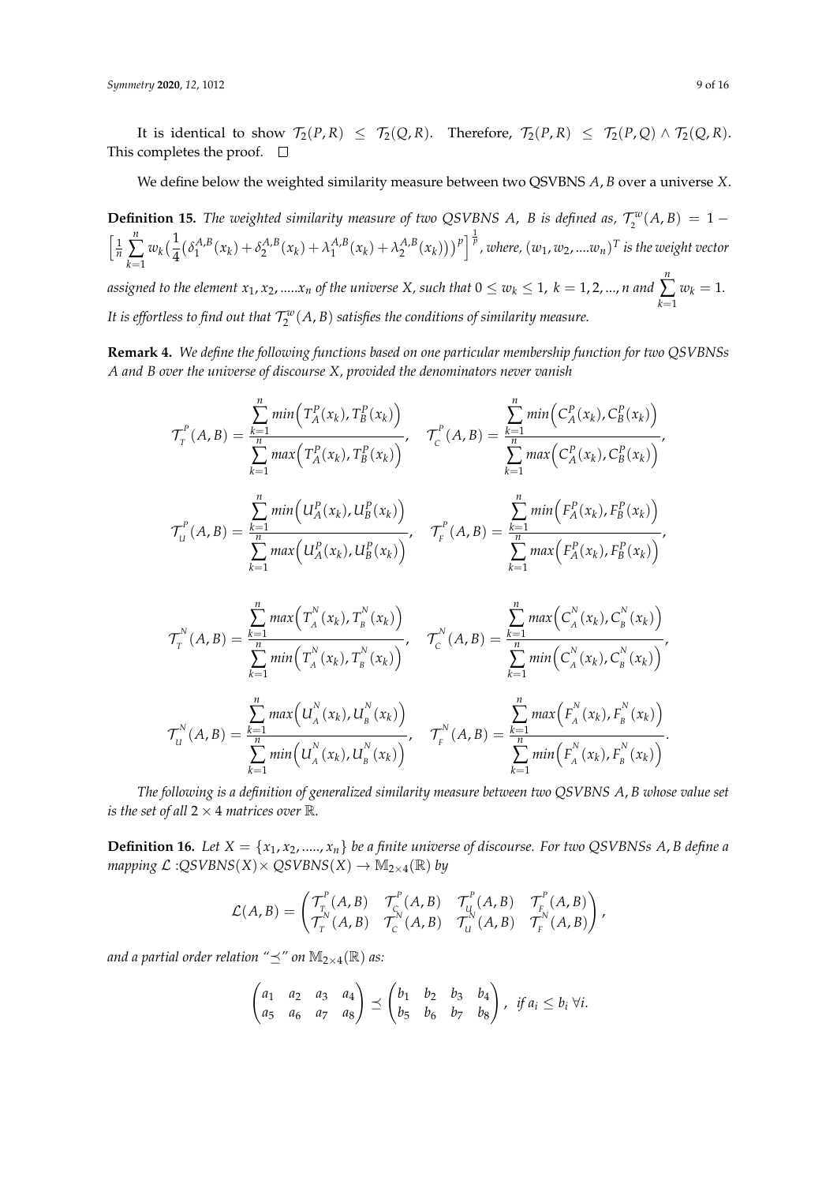It is identical to show $\mathcal{T}_2(P,R) \leq \mathcal{T}_2(Q,R)$. Therefore, $\mathcal{T}_2(P,R) \leq \mathcal{T}_2(P,Q) \wedge \mathcal{T}_2(Q,R)$. This completes the proof. $\square$

We define below the weighted similarity measure between two QSVBNS $A, B$ over a universe $X$.

**Definition 15.** *The weighted similarity measure of two QSVBNS $A$, $B$ is defined as,* $\mathcal{T}_2^w(A,B) = 1 - \left[\frac{1}{n}\sum_{k=1}^{n} w_k\left(\frac{1}{4}\left(\delta_1^{A,B}(x_k) + \delta_2^{A,B}(x_k) + \lambda_1^{A,B}(x_k) + \lambda_2^{A,B}(x_k)\right)\right)^p\right]^{\frac{1}{p}}$*, where, $(w_1, w_2, ....w_n)^T$ is the weight vector assigned to the element $x_1, x_2, .....x_n$ of the universe $X$, such that $0 \leq w_k \leq 1$, $k = 1, 2, ..., n$ and $\sum_{k=1}^{n} w_k = 1$. It is effortless to find out that $\mathcal{T}_2^w(A,B)$ satisfies the conditions of similarity measure.*

**Remark 4.** *We define the following functions based on one particular membership function for two QSVBNSs $A$ and $B$ over the universe of discourse $X$, provided the denominators never vanish*

$$\mathcal{T}_T^P(A,B) = \frac{\sum_{k=1}^{n} min\left(T_A^P(x_k), T_B^P(x_k)\right)}{\sum_{k=1}^{n} max\left(T_A^P(x_k), T_B^P(x_k)\right)}, \quad \mathcal{T}_C^P(A,B) = \frac{\sum_{k=1}^{n} min\left(C_A^P(x_k), C_B^P(x_k)\right)}{\sum_{k=1}^{n} max\left(C_A^P(x_k), C_B^P(x_k)\right)},$$

$$\mathcal{T}_U^P(A,B) = \frac{\sum_{k=1}^{n} min\left(U_A^P(x_k), U_B^P(x_k)\right)}{\sum_{k=1}^{n} max\left(U_A^P(x_k), U_B^P(x_k)\right)}, \quad \mathcal{T}_F^P(A,B) = \frac{\sum_{k=1}^{n} min\left(F_A^P(x_k), F_B^P(x_k)\right)}{\sum_{k=1}^{n} max\left(F_A^P(x_k), F_B^P(x_k)\right)},$$

$$\mathcal{T}_T^N(A,B) = \frac{\sum_{k=1}^{n} max\left(T_A^N(x_k), T_B^N(x_k)\right)}{\sum_{k=1}^{n} min\left(T_A^N(x_k), T_B^N(x_k)\right)}, \quad \mathcal{T}_C^N(A,B) = \frac{\sum_{k=1}^{n} max\left(C_A^N(x_k), C_B^N(x_k)\right)}{\sum_{k=1}^{n} min\left(C_A^N(x_k), C_B^N(x_k)\right)},$$

$$\mathcal{T}_U^N(A,B) = \frac{\sum_{k=1}^{n} max\left(U_A^N(x_k), U_B^N(x_k)\right)}{\sum_{k=1}^{n} min\left(U_A^N(x_k), U_B^N(x_k)\right)}, \quad \mathcal{T}_F^N(A,B) = \frac{\sum_{k=1}^{n} max\left(F_A^N(x_k), F_B^N(x_k)\right)}{\sum_{k=1}^{n} min\left(F_A^N(x_k), F_B^N(x_k)\right)}.$$

*The following is a definition of generalized similarity measure between two QSVBNS $A, B$ whose value set is the set of all $2 \times 4$ matrices over $\mathbb{R}$.*

**Definition 16.** *Let $X = \{x_1, x_2, ....., x_n\}$ be a finite universe of discourse. For two QSVBNSs $A, B$ define a mapping $\mathcal{L}$ :QSVBNS$(X) \times$ QSVBNS$(X) \rightarrow \mathbb{M}_{2\times 4}(\mathbb{R})$ by*

$$\mathcal{L}(A,B) = \begin{pmatrix} \mathcal{T}_T^P(A,B) & \mathcal{T}_C^P(A,B) & \mathcal{T}_U^P(A,B) & \mathcal{T}_F^P(A,B) \\ \mathcal{T}_T^N(A,B) & \mathcal{T}_C^N(A,B) & \mathcal{T}_U^N(A,B) & \mathcal{T}_F^N(A,B) \end{pmatrix},$$

*and a partial order relation "$\preceq$" on $\mathbb{M}_{2\times 4}(\mathbb{R})$ as:*

$$\begin{pmatrix} a_1 & a_2 & a_3 & a_4 \\ a_5 & a_6 & a_7 & a_8 \end{pmatrix} \preceq \begin{pmatrix} b_1 & b_2 & b_3 & b_4 \\ b_5 & b_6 & b_7 & b_8 \end{pmatrix}, \text{ if } a_i \leq b_i \ \forall i.$$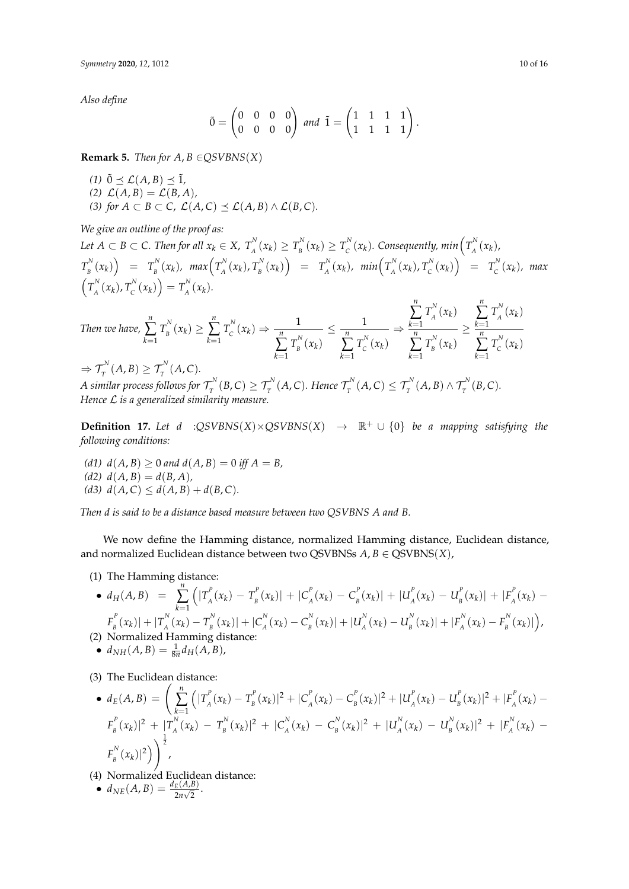*Also define*

$$\tilde{0} = \begin{pmatrix} 0 & 0 & 0 & 0 \\ 0 & 0 & 0 & 0 \end{pmatrix} \text{ and } \tilde{1} = \begin{pmatrix} 1 & 1 & 1 & 1 \\ 1 & 1 & 1 & 1 \end{pmatrix}.$$

**Remark 5.** *Then for $A, B \in QSVBNS(X)$*

*(1) $\tilde{0} \preceq \mathcal{L}(A,B) \preceq \tilde{1}$,*
*(2) $\mathcal{L}(A,B) = \mathcal{L}(B,A)$,*
*(3) for $A \subset B \subset C$, $\mathcal{L}(A,C) \preceq \mathcal{L}(A,B) \wedge \mathcal{L}(B,C)$.*

*We give an outline of the proof as:*

*Let $A \subset B \subset C$. Then for all $x_k \in X$, $T_A^N(x_k) \geq T_B^N(x_k) \geq T_C^N(x_k)$. Consequently, $min\left(T_A^N(x_k), T_B^N(x_k)\right) = T_B^N(x_k)$, $max\left(T_A^N(x_k), T_B^N(x_k)\right) = T_A^N(x_k)$, $min\left(T_A^N(x_k), T_C^N(x_k)\right) = T_C^N(x_k)$, $max\left(T_A^N(x_k), T_C^N(x_k)\right) = T_A^N(x_k)$.*

*Then we have,* $\sum_{k=1}^{n} T_B^N(x_k) \geq \sum_{k=1}^{n} T_C^N(x_k) \Rightarrow \dfrac{1}{\sum_{k=1}^{n} T_B^N(x_k)} \leq \dfrac{1}{\sum_{k=1}^{n} T_C^N(x_k)} \Rightarrow \dfrac{\sum_{k=1}^{n} T_A^N(x_k)}{\sum_{k=1}^{n} T_B^N(x_k)} \geq \dfrac{\sum_{k=1}^{n} T_A^N(x_k)}{\sum_{k=1}^{n} T_C^N(x_k)}$

$\Rightarrow \mathcal{T}_T^N(A,B) \geq \mathcal{T}_T^N(A,C)$.

*A similar process follows for $\mathcal{T}_T^N(B,C) \geq \mathcal{T}_T^N(A,C)$. Hence $\mathcal{T}_T^N(A,C) \leq \mathcal{T}_T^N(A,B) \wedge \mathcal{T}_T^N(B,C)$. Hence $\mathcal{L}$ is a generalized similarity measure.*

**Definition 17.** *Let $d$ :$QSVBNS(X) \times QSVBNS(X) \rightarrow \mathbb{R}^+ \cup \{0\}$ be a mapping satisfying the following conditions:*

*(d1) $d(A,B) \geq 0$ and $d(A,B) = 0$ iff $A = B$,*
*(d2) $d(A,B) = d(B,A)$,*
*(d3) $d(A,C) \leq d(A,B) + d(B,C)$.*

*Then $d$ is said to be a distance based measure between two QSVBNS $A$ and $B$.*

We now define the Hamming distance, normalized Hamming distance, Euclidean distance, and normalized Euclidean distance between two QSVBNSs $A, B \in$ QSVBNS$(X)$,

(1) The Hamming distance:

- $d_H(A,B) = \sum_{k=1}^{n} \Big( |T_A^P(x_k) - T_B^P(x_k)| + |C_A^P(x_k) - C_B^P(x_k)| + |U_A^P(x_k) - U_B^P(x_k)| + |F_A^P(x_k) - F_B^P(x_k)| + |T_A^N(x_k) - T_B^N(x_k)| + |C_A^N(x_k) - C_B^N(x_k)| + |U_A^N(x_k) - U_B^N(x_k)| + |F_A^N(x_k) - F_B^N(x_k)| \Big)$,

(2) Normalized Hamming distance:

- $d_{NH}(A,B) = \frac{1}{8n} d_H(A,B)$,

(3) The Euclidean distance:

- $d_E(A,B) = \left( \sum_{k=1}^{n} \Big( |T_A^P(x_k) - T_B^P(x_k)|^2 + |C_A^P(x_k) - C_B^P(x_k)|^2 + |U_A^P(x_k) - U_B^P(x_k)|^2 + |F_A^P(x_k) - F_B^P(x_k)|^2 + |T_A^N(x_k) - T_B^N(x_k)|^2 + |C_A^N(x_k) - C_B^N(x_k)|^2 + |U_A^N(x_k) - U_B^N(x_k)|^2 + |F_A^N(x_k) - F_B^N(x_k)|^2 \Big) \right)^{\frac{1}{2}}$,

(4) Normalized Euclidean distance:

- $d_{NE}(A,B) = \frac{d_E(A,B)}{2n\sqrt{2}}$.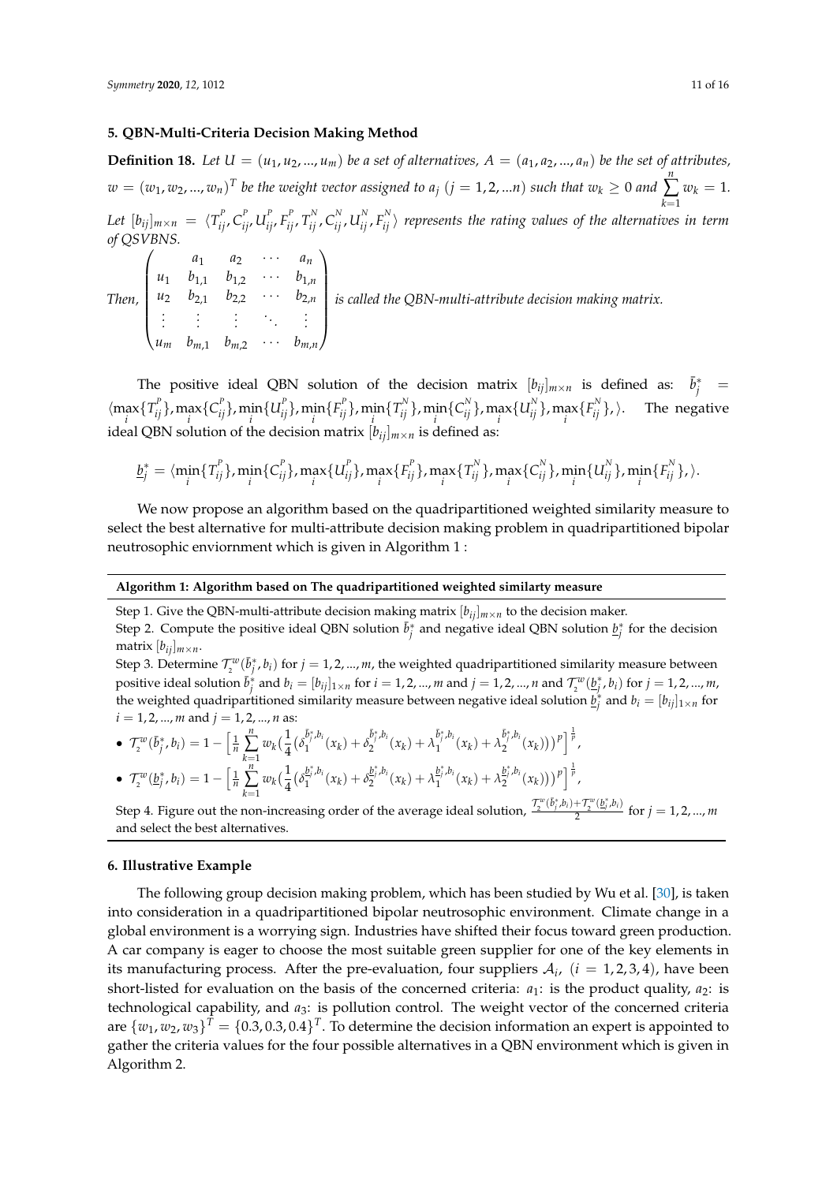## 5. QBN-Multi-Criteria Decision Making Method

**Definition 18.** *Let $U = (u_1, u_2, ..., u_m)$ be a set of alternatives, $A = (a_1, a_2, ..., a_n)$ be the set of attributes, $w = (w_1, w_2, ..., w_n)^T$ be the weight vector assigned to $a_j$ $(j = 1, 2, ...n)$ such that $w_k \geq 0$ and $\sum_{k=1}^{n} w_k = 1$. Let $[b_{ij}]_{m\times n} = \langle T_{ij}^P, C_{ij}^P, U_{ij}^P, F_{ij}^P, T_{ij}^N, C_{ij}^N, U_{ij}^N, F_{ij}^N \rangle$ represents the rating values of the alternatives in term of QSVBNS.*

*Then,*
$$\begin{pmatrix} & a_1 & a_2 & \cdots & a_n \\ u_1 & b_{1,1} & b_{1,2} & \cdots & b_{1,n} \\ u_2 & b_{2,1} & b_{2,2} & \cdots & b_{2,n} \\ \vdots & \vdots & \vdots & \ddots & \vdots \\ u_m & b_{m,1} & b_{m,2} & \cdots & b_{m,n} \end{pmatrix}$$
*is called the QBN-multi-attribute decision making matrix.*

The positive ideal QBN solution of the decision matrix $[b_{ij}]_{m\times n}$ is defined as: $\bar{b}_j^* = \langle \max_i\{T_{ij}^P\}, \max_i\{C_{ij}^P\}, \min_i\{U_{ij}^P\}, \min_i\{F_{ij}^P\}, \min_i\{T_{ij}^N\}, \min_i\{C_{ij}^N\}, \max_i\{U_{ij}^N\}, \max_i\{F_{ij}^N\}, \rangle$. The negative ideal QBN solution of the decision matrix $[b_{ij}]_{m\times n}$ is defined as:

$$\underline{b}_j^* = \langle \min_i\{T_{ij}^P\}, \min_i\{C_{ij}^P\}, \max_i\{U_{ij}^P\}, \max_i\{F_{ij}^P\}, \max_i\{T_{ij}^N\}, \max_i\{C_{ij}^N\}, \min_i\{U_{ij}^N\}, \min_i\{F_{ij}^N\}, \rangle.$$

We now propose an algorithm based on the quadripartitioned weighted similarity measure to select the best alternative for multi-attribute decision making problem in quadripartitioned bipolar neutrosophic enviornment which is given in Algorithm 1 :

**Algorithm 1: Algorithm based on The quadripartitioned weighted similarty measure**

Step 1. Give the QBN-multi-attribute decision making matrix $[b_{ij}]_{m\times n}$ to the decision maker.

Step 2. Compute the positive ideal QBN solution $\bar{b}_j^*$ and negative ideal QBN solution $\underline{b}_j^*$ for the decision matrix $[b_{ij}]_{m\times n}$.

Step 3. Determine $\mathcal{T}_2^w(\bar{b}_j^*, b_i)$ for $j = 1, 2, ..., m$, the weighted quadripartitioned similarity measure between positive ideal solution $\bar{b}_j^*$ and $b_i = [b_{ij}]_{1\times n}$ for $i = 1, 2, ..., m$ and $j = 1, 2, ..., n$ and $\mathcal{T}_2^w(\underline{b}_j^*, b_i)$ for $j = 1, 2, ..., m$, the weighted quadripartitioned similarity measure between negative ideal solution $\underline{b}_j^*$ and $b_i = [b_{ij}]_{1\times n}$ for $i = 1, 2, ..., m$ and $j = 1, 2, ..., n$ as:

- $\mathcal{T}_2^w(\bar{b}_j^*, b_i) = 1 - \Big[\frac{1}{n}\sum_{k=1}^{n} w_k\big(\frac{1}{4}(\delta_1^{\bar{b}_j^*, b_i}(x_k) + \delta_2^{\bar{b}_j^*, b_i}(x_k) + \lambda_1^{\bar{b}_j^*, b_i}(x_k) + \lambda_2^{\bar{b}_j^*, b_i}(x_k))\big)^p\Big]^{\frac{1}{p}}$,
- $\mathcal{T}_2^w(\underline{b}_j^*, b_i) = 1 - \Big[\frac{1}{n}\sum_{k=1}^{n} w_k\big(\frac{1}{4}(\delta_1^{\underline{b}_j^*, b_i}(x_k) + \delta_2^{\underline{b}_j^*, b_i}(x_k) + \lambda_1^{\underline{b}_j^*, b_i}(x_k) + \lambda_2^{\underline{b}_j^*, b_i}(x_k))\big)^p\Big]^{\frac{1}{p}}$,

Step 4. Figure out the non-increasing order of the average ideal solution, $\frac{\mathcal{T}_2^w(\bar{b}_j^*, b_i) + \mathcal{T}_2^w(\underline{b}_j^*, b_i)}{2}$ for $j = 1, 2, ..., m$ and select the best alternatives.

## 6. Illustrative Example

The following group decision making problem, which has been studied by Wu et al. [30], is taken into consideration in a quadripartitioned bipolar neutrosophic environment. Climate change in a global environment is a worrying sign. Industries have shifted their focus toward green production. A car company is eager to choose the most suitable green supplier for one of the key elements in its manufacturing process. After the pre-evaluation, four suppliers $\mathcal{A}_i$, $(i = 1, 2, 3, 4)$, have been short-listed for evaluation on the basis of the concerned criteria: $a_1$: is the product quality, $a_2$: is technological capability, and $a_3$: is pollution control. The weight vector of the concerned criteria are $\{w_1, w_2, w_3\}^T = \{0.3, 0.3, 0.4\}^T$. To determine the decision information an expert is appointed to gather the criteria values for the four possible alternatives in a QBN environment which is given in Algorithm 2.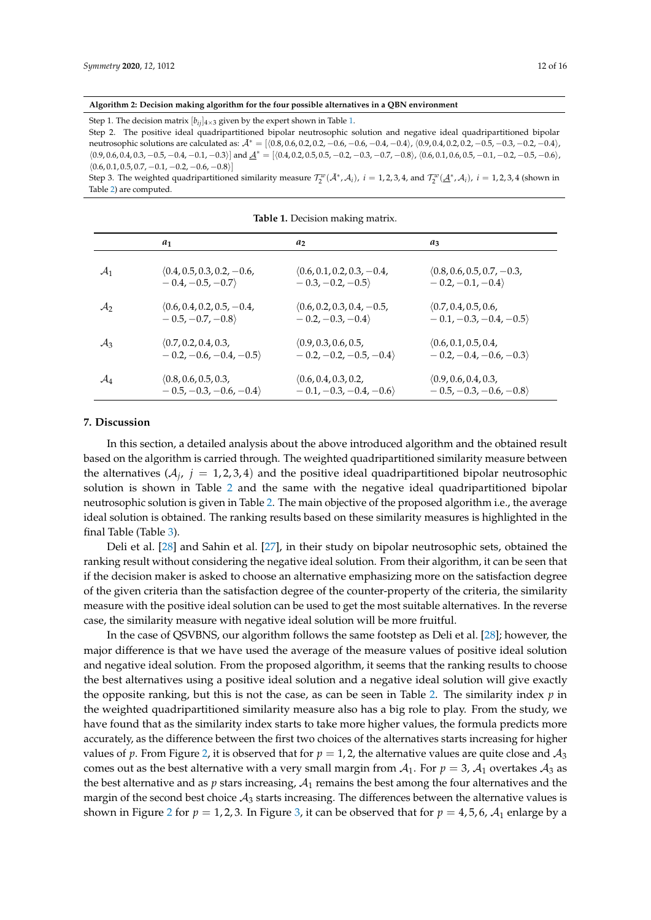**Algorithm 2: Decision making algorithm for the four possible alternatives in a QBN environment**

Step 1. The decision matrix $[b_{ij}]_{4\times 3}$ given by the expert shown in Table 1.

Step 2. The positive ideal quadripartitioned bipolar neutrosophic solution and negative ideal quadripartitioned bipolar neutrosophic solutions are calculated as: $\bar{\mathcal{A}}^* = [\langle 0.8, 0.6, 0.2, 0.2, -0.6, -0.6, -0.4, -0.4\rangle, \langle 0.9, 0.4, 0.2, 0.2, -0.5, -0.3, -0.2, -0.4\rangle, \langle 0.9, 0.6, 0.4, 0.3, -0.5, -0.4, -0.1, -0.3\rangle]$ and $\underline{\mathcal{A}}^* = [\langle 0.4, 0.2, 0.5, 0.5, -0.2, -0.3, -0.7, -0.8\rangle, \langle 0.6, 0.1, 0.6, 0.5, -0.1, -0.2, -0.5, -0.6\rangle, \langle 0.6, 0.1, 0.5, 0.7, -0.1, -0.2, -0.6, -0.8\rangle]$

Step 3. The weighted quadripartitioned similarity measure $\mathcal{T}_2^w(\bar{\mathcal{A}}^*, \mathcal{A}_i)$, $i = 1,2,3,4$, and $\mathcal{T}_2^w(\underline{\mathcal{A}}^*, \mathcal{A}_i)$, $i = 1,2,3,4$ (shown in Table 2) are computed.

**Table 1.** Decision making matrix.

| | $a_1$ | $a_2$ | $a_3$ |
|---|---|---|---|
| $\mathcal{A}_1$ | $\langle 0.4, 0.5, 0.3, 0.2, -0.6, -0.4, -0.5, -0.7\rangle$ | $\langle 0.6, 0.1, 0.2, 0.3, -0.4, -0.3, -0.2, -0.5\rangle$ | $\langle 0.8, 0.6, 0.5, 0.7, -0.3, -0.2, -0.1, -0.4\rangle$ |
| $\mathcal{A}_2$ | $\langle 0.6, 0.4, 0.2, 0.5, -0.4, -0.5, -0.7, -0.8\rangle$ | $\langle 0.6, 0.2, 0.3, 0.4, -0.5, -0.2, -0.3, -0.4\rangle$ | $\langle 0.7, 0.4, 0.5, 0.6, -0.1, -0.3, -0.4, -0.5\rangle$ |
| $\mathcal{A}_3$ | $\langle 0.7, 0.2, 0.4, 0.3, -0.2, -0.6, -0.4, -0.5\rangle$ | $\langle 0.9, 0.3, 0.6, 0.5, -0.2, -0.2, -0.5, -0.4\rangle$ | $\langle 0.6, 0.1, 0.5, 0.4, -0.2, -0.4, -0.6, -0.3\rangle$ |
| $\mathcal{A}_4$ | $\langle 0.8, 0.6, 0.5, 0.3, -0.5, -0.3, -0.6, -0.4\rangle$ | $\langle 0.6, 0.4, 0.3, 0.2, -0.1, -0.3, -0.4, -0.6\rangle$ | $\langle 0.9, 0.6, 0.4, 0.3, -0.5, -0.3, -0.6, -0.8\rangle$ |

## 7. Discussion

In this section, a detailed analysis about the above introduced algorithm and the obtained result based on the algorithm is carried through. The weighted quadripartitioned similarity measure between the alternatives ($\mathcal{A}_j$, $j = 1,2,3,4$) and the positive ideal quadripartitioned bipolar neutrosophic solution is shown in Table 2 and the same with the negative ideal quadripartitioned bipolar neutrosophic solution is given in Table 2. The main objective of the proposed algorithm i.e., the average ideal solution is obtained. The ranking results based on these similarity measures is highlighted in the final Table (Table 3).

Deli et al. [28] and Sahin et al. [27], in their study on bipolar neutrosophic sets, obtained the ranking result without considering the negative ideal solution. From their algorithm, it can be seen that if the decision maker is asked to choose an alternative emphasizing more on the satisfaction degree of the given criteria than the satisfaction degree of the counter-property of the criteria, the similarity measure with the positive ideal solution can be used to get the most suitable alternatives. In the reverse case, the similarity measure with negative ideal solution will be more fruitful.

In the case of QSVBNS, our algorithm follows the same footstep as Deli et al. [28]; however, the major difference is that we have used the average of the measure values of positive ideal solution and negative ideal solution. From the proposed algorithm, it seems that the ranking results to choose the best alternatives using a positive ideal solution and a negative ideal solution will give exactly the opposite ranking, but this is not the case, as can be seen in Table 2. The similarity index $p$ in the weighted quadripartitioned similarity measure also has a big role to play. From the study, we have found that as the similarity index starts to take more higher values, the formula predicts more accurately, as the difference between the first two choices of the alternatives starts increasing for higher values of $p$. From Figure 2, it is observed that for $p = 1,2$, the alternative values are quite close and $\mathcal{A}_3$ comes out as the best alternative with a very small margin from $\mathcal{A}_1$. For $p = 3$, $\mathcal{A}_1$ overtakes $\mathcal{A}_3$ as the best alternative and as $p$ stars increasing, $\mathcal{A}_1$ remains the best among the four alternatives and the margin of the second best choice $\mathcal{A}_3$ starts increasing. The differences between the alternative values is shown in Figure 2 for $p = 1,2,3$. In Figure 3, it can be observed that for $p = 4,5,6$, $\mathcal{A}_1$ enlarge by a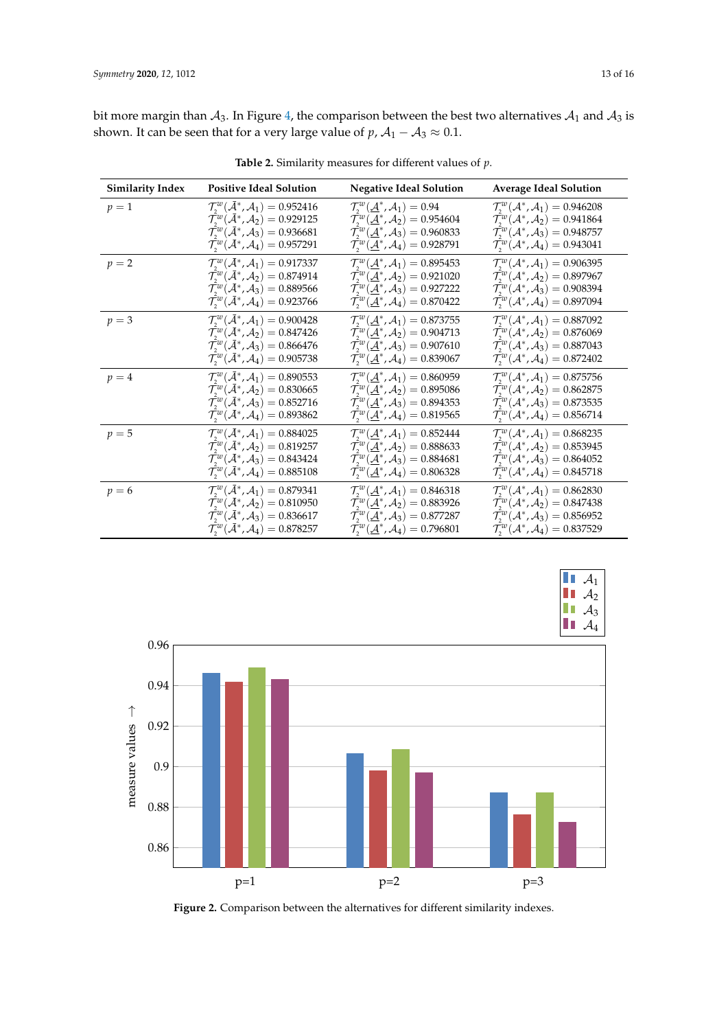bit more margin than $\mathcal{A}_3$. In Figure 4, the comparison between the best two alternatives $\mathcal{A}_1$ and $\mathcal{A}_3$ is shown. It can be seen that for a very large value of $p$, $\mathcal{A}_1 - \mathcal{A}_3 \approx 0.1$.

**Table 2.** Similarity measures for different values of $p$.

| Similarity Index | Positive Ideal Solution | Negative Ideal Solution | Average Ideal Solution |
|---|---|---|---|
| $p = 1$ | $\mathcal{T}_2^w(\bar{\mathcal{A}}^*, \mathcal{A}_1) = 0.952416$ <br> $\mathcal{T}_2^w(\bar{\mathcal{A}}^*, \mathcal{A}_2) = 0.929125$ <br> $\mathcal{T}_2^w(\bar{\mathcal{A}}^*, \mathcal{A}_3) = 0.936681$ <br> $\mathcal{T}_2^w(\bar{\mathcal{A}}^*, \mathcal{A}_4) = 0.957291$ | $\mathcal{T}_2^w(\underline{\mathcal{A}}^*, \mathcal{A}_1) = 0.94$ <br> $\mathcal{T}_2^w(\underline{\mathcal{A}}^*, \mathcal{A}_2) = 0.954604$ <br> $\mathcal{T}_2^w(\underline{\mathcal{A}}^*, \mathcal{A}_3) = 0.960833$ <br> $\mathcal{T}_2^w(\underline{\mathcal{A}}^*, \mathcal{A}_4) = 0.928791$ | $\mathcal{T}_2^w(\mathcal{A}^*, \mathcal{A}_1) = 0.946208$ <br> $\mathcal{T}_2^w(\mathcal{A}^*, \mathcal{A}_2) = 0.941864$ <br> $\mathcal{T}_2^w(\mathcal{A}^*, \mathcal{A}_3) = 0.948757$ <br> $\mathcal{T}_2^w(\mathcal{A}^*, \mathcal{A}_4) = 0.943041$ |
| $p = 2$ | $\mathcal{T}_2^w(\bar{\mathcal{A}}^*, \mathcal{A}_1) = 0.917337$ <br> $\mathcal{T}_2^w(\bar{\mathcal{A}}^*, \mathcal{A}_2) = 0.874914$ <br> $\mathcal{T}_2^w(\bar{\mathcal{A}}^*, \mathcal{A}_3) = 0.889566$ <br> $\mathcal{T}_2^w(\bar{\mathcal{A}}^*, \mathcal{A}_4) = 0.923766$ | $\mathcal{T}_2^w(\underline{\mathcal{A}}^*, \mathcal{A}_1) = 0.895453$ <br> $\mathcal{T}_2^w(\underline{\mathcal{A}}^*, \mathcal{A}_2) = 0.921020$ <br> $\mathcal{T}_2^w(\underline{\mathcal{A}}^*, \mathcal{A}_3) = 0.927222$ <br> $\mathcal{T}_2^w(\underline{\mathcal{A}}^*, \mathcal{A}_4) = 0.870422$ | $\mathcal{T}_2^w(\mathcal{A}^*, \mathcal{A}_1) = 0.906395$ <br> $\mathcal{T}_2^w(\mathcal{A}^*, \mathcal{A}_2) = 0.897967$ <br> $\mathcal{T}_2^w(\mathcal{A}^*, \mathcal{A}_3) = 0.908394$ <br> $\mathcal{T}_2^w(\mathcal{A}^*, \mathcal{A}_4) = 0.897094$ |
| $p = 3$ | $\mathcal{T}_2^w(\bar{\mathcal{A}}^*, \mathcal{A}_1) = 0.900428$ <br> $\mathcal{T}_2^w(\bar{\mathcal{A}}^*, \mathcal{A}_2) = 0.847426$ <br> $\mathcal{T}_2^w(\bar{\mathcal{A}}^*, \mathcal{A}_3) = 0.866476$ <br> $\mathcal{T}_2^w(\bar{\mathcal{A}}^*, \mathcal{A}_4) = 0.905738$ | $\mathcal{T}_2^w(\underline{\mathcal{A}}^*, \mathcal{A}_1) = 0.873755$ <br> $\mathcal{T}_2^w(\underline{\mathcal{A}}^*, \mathcal{A}_2) = 0.904713$ <br> $\mathcal{T}_2^w(\underline{\mathcal{A}}^*, \mathcal{A}_3) = 0.907610$ <br> $\mathcal{T}_2^w(\underline{\mathcal{A}}^*, \mathcal{A}_4) = 0.839067$ | $\mathcal{T}_2^w(\mathcal{A}^*, \mathcal{A}_1) = 0.887092$ <br> $\mathcal{T}_2^w(\mathcal{A}^*, \mathcal{A}_2) = 0.876069$ <br> $\mathcal{T}_2^w(\mathcal{A}^*, \mathcal{A}_3) = 0.887043$ <br> $\mathcal{T}_2^w(\mathcal{A}^*, \mathcal{A}_4) = 0.872402$ |
| $p = 4$ | $\mathcal{T}_2^w(\bar{\mathcal{A}}^*, \mathcal{A}_1) = 0.890553$ <br> $\mathcal{T}_2^w(\bar{\mathcal{A}}^*, \mathcal{A}_2) = 0.830665$ <br> $\mathcal{T}_2^w(\bar{\mathcal{A}}^*, \mathcal{A}_3) = 0.852716$ <br> $\mathcal{T}_2^w(\bar{\mathcal{A}}^*, \mathcal{A}_4) = 0.893862$ | $\mathcal{T}_2^w(\underline{\mathcal{A}}^*, \mathcal{A}_1) = 0.860959$ <br> $\mathcal{T}_2^w(\underline{\mathcal{A}}^*, \mathcal{A}_2) = 0.895086$ <br> $\mathcal{T}_2^w(\underline{\mathcal{A}}^*, \mathcal{A}_3) = 0.894353$ <br> $\mathcal{T}_2^w(\underline{\mathcal{A}}^*, \mathcal{A}_4) = 0.819565$ | $\mathcal{T}_2^w(\mathcal{A}^*, \mathcal{A}_1) = 0.875756$ <br> $\mathcal{T}_2^w(\mathcal{A}^*, \mathcal{A}_2) = 0.862875$ <br> $\mathcal{T}_2^w(\mathcal{A}^*, \mathcal{A}_3) = 0.873535$ <br> $\mathcal{T}_2^w(\mathcal{A}^*, \mathcal{A}_4) = 0.856714$ |
| $p = 5$ | $\mathcal{T}_2^w(\bar{\mathcal{A}}^*, \mathcal{A}_1) = 0.884025$ <br> $\mathcal{T}_2^w(\bar{\mathcal{A}}^*, \mathcal{A}_2) = 0.819257$ <br> $\mathcal{T}_2^w(\bar{\mathcal{A}}^*, \mathcal{A}_3) = 0.843424$ <br> $\mathcal{T}_2^w(\bar{\mathcal{A}}^*, \mathcal{A}_4) = 0.885108$ | $\mathcal{T}_2^w(\underline{\mathcal{A}}^*, \mathcal{A}_1) = 0.852444$ <br> $\mathcal{T}_2^w(\underline{\mathcal{A}}^*, \mathcal{A}_2) = 0.888633$ <br> $\mathcal{T}_2^w(\underline{\mathcal{A}}^*, \mathcal{A}_3) = 0.884681$ <br> $\mathcal{T}_2^w(\underline{\mathcal{A}}^*, \mathcal{A}_4) = 0.806328$ | $\mathcal{T}_2^w(\mathcal{A}^*, \mathcal{A}_1) = 0.868235$ <br> $\mathcal{T}_2^w(\mathcal{A}^*, \mathcal{A}_2) = 0.853945$ <br> $\mathcal{T}_2^w(\mathcal{A}^*, \mathcal{A}_3) = 0.864052$ <br> $\mathcal{T}_2^w(\mathcal{A}^*, \mathcal{A}_4) = 0.845718$ |
| $p = 6$ | $\mathcal{T}_2^w(\bar{\mathcal{A}}^*, \mathcal{A}_1) = 0.879341$ <br> $\mathcal{T}_2^w(\bar{\mathcal{A}}^*, \mathcal{A}_2) = 0.810950$ <br> $\mathcal{T}_2^w(\bar{\mathcal{A}}^*, \mathcal{A}_3) = 0.836617$ <br> $\mathcal{T}_2^w(\bar{\mathcal{A}}^*, \mathcal{A}_4) = 0.878257$ | $\mathcal{T}_2^w(\underline{\mathcal{A}}^*, \mathcal{A}_1) = 0.846318$ <br> $\mathcal{T}_2^w(\underline{\mathcal{A}}^*, \mathcal{A}_2) = 0.883926$ <br> $\mathcal{T}_2^w(\underline{\mathcal{A}}^*, \mathcal{A}_3) = 0.877287$ <br> $\mathcal{T}_2^w(\underline{\mathcal{A}}^*, \mathcal{A}_4) = 0.796801$ | $\mathcal{T}_2^w(\mathcal{A}^*, \mathcal{A}_1) = 0.862830$ <br> $\mathcal{T}_2^w(\mathcal{A}^*, \mathcal{A}_2) = 0.847438$ <br> $\mathcal{T}_2^w(\mathcal{A}^*, \mathcal{A}_3) = 0.856952$ <br> $\mathcal{T}_2^w(\mathcal{A}^*, \mathcal{A}_4) = 0.837529$ |

**Figure 2.** Comparison between the alternatives for different similarity indexes.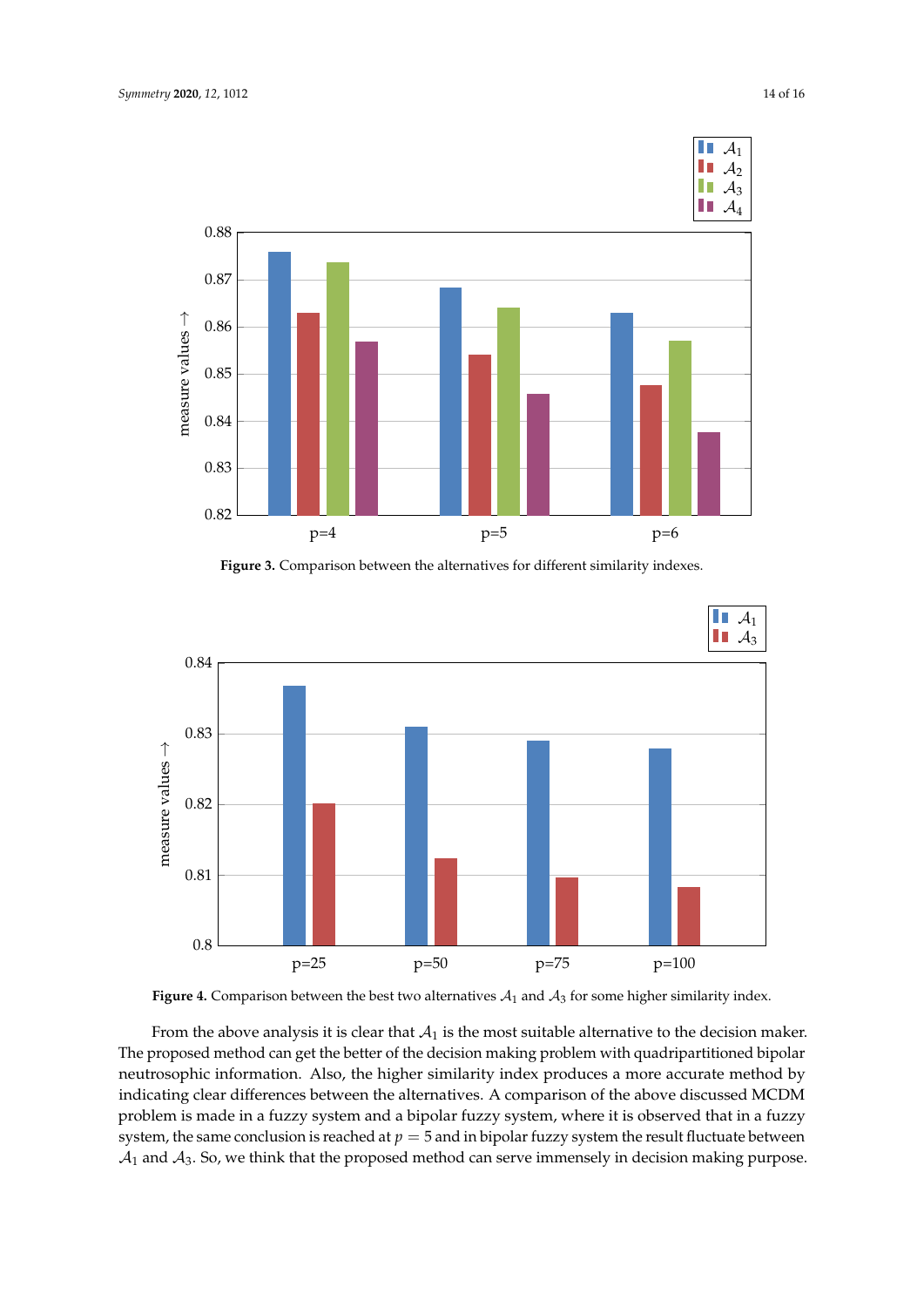**Figure 3.** Comparison between the alternatives for different similarity indexes.

**Figure 4.** Comparison between the best two alternatives $\mathcal{A}_1$ and $\mathcal{A}_3$ for some higher similarity index.

From the above analysis it is clear that $\mathcal{A}_1$ is the most suitable alternative to the decision maker. The proposed method can get the better of the decision making problem with quadripartitioned bipolar neutrosophic information. Also, the higher similarity index produces a more accurate method by indicating clear differences between the alternatives. A comparison of the above discussed MCDM problem is made in a fuzzy system and a bipolar fuzzy system, where it is observed that in a fuzzy system, the same conclusion is reached at $p = 5$ and in bipolar fuzzy system the result fluctuate between $\mathcal{A}_1$ and $\mathcal{A}_3$. So, we think that the proposed method can serve immensely in decision making purpose.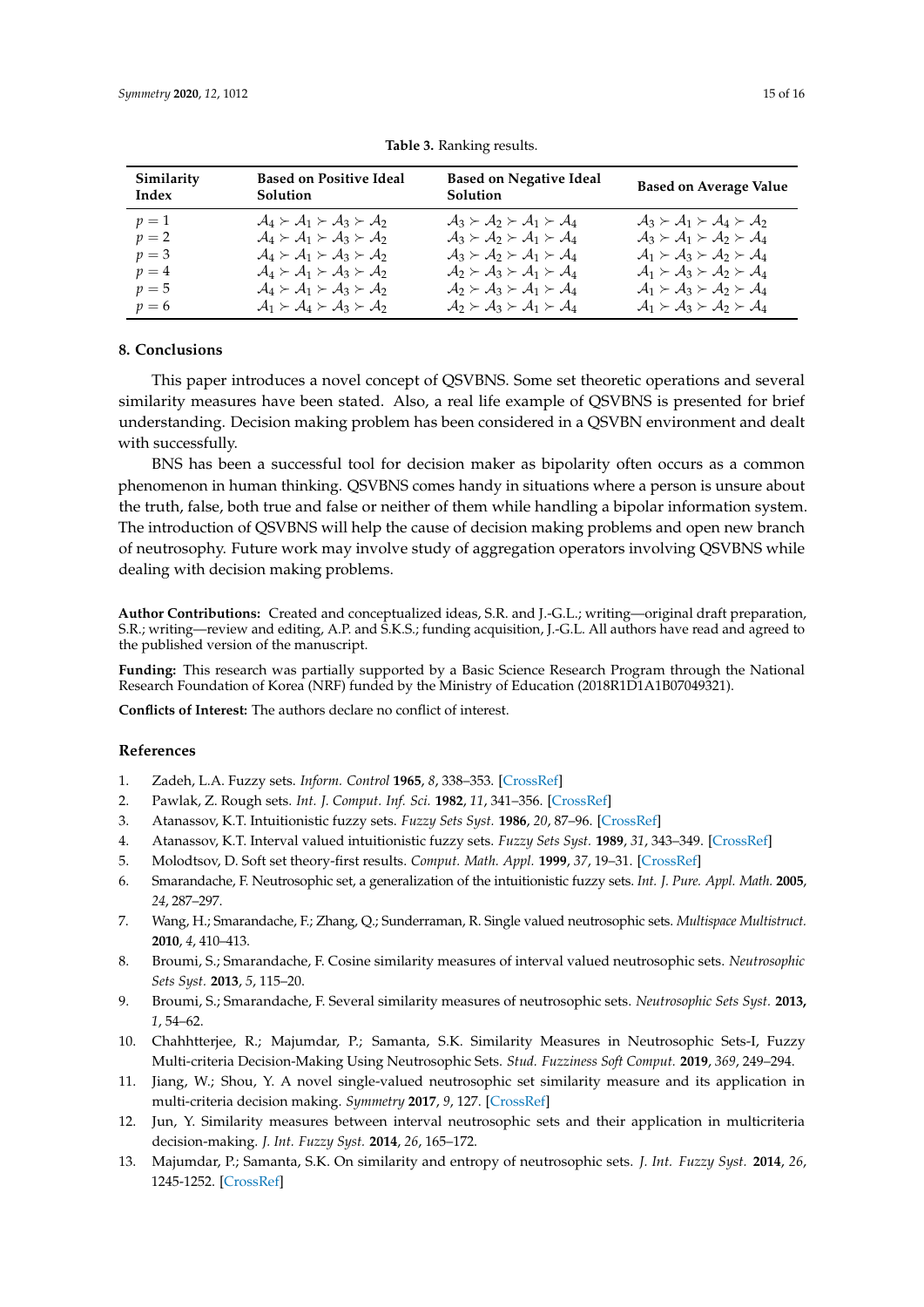**Table 3.** Ranking results.

| Similarity Index | Based on Positive Ideal Solution | Based on Negative Ideal Solution | Based on Average Value |
|---|---|---|---|
| $p = 1$ | $\mathcal{A}_4 \succ \mathcal{A}_1 \succ \mathcal{A}_3 \succ \mathcal{A}_2$ | $\mathcal{A}_3 \succ \mathcal{A}_2 \succ \mathcal{A}_1 \succ \mathcal{A}_4$ | $\mathcal{A}_3 \succ \mathcal{A}_1 \succ \mathcal{A}_4 \succ \mathcal{A}_2$ |
| $p = 2$ | $\mathcal{A}_4 \succ \mathcal{A}_1 \succ \mathcal{A}_3 \succ \mathcal{A}_2$ | $\mathcal{A}_3 \succ \mathcal{A}_2 \succ \mathcal{A}_1 \succ \mathcal{A}_4$ | $\mathcal{A}_3 \succ \mathcal{A}_1 \succ \mathcal{A}_2 \succ \mathcal{A}_4$ |
| $p = 3$ | $\mathcal{A}_4 \succ \mathcal{A}_1 \succ \mathcal{A}_3 \succ \mathcal{A}_2$ | $\mathcal{A}_3 \succ \mathcal{A}_2 \succ \mathcal{A}_1 \succ \mathcal{A}_4$ | $\mathcal{A}_1 \succ \mathcal{A}_3 \succ \mathcal{A}_2 \succ \mathcal{A}_4$ |
| $p = 4$ | $\mathcal{A}_4 \succ \mathcal{A}_1 \succ \mathcal{A}_3 \succ \mathcal{A}_2$ | $\mathcal{A}_2 \succ \mathcal{A}_3 \succ \mathcal{A}_1 \succ \mathcal{A}_4$ | $\mathcal{A}_1 \succ \mathcal{A}_3 \succ \mathcal{A}_2 \succ \mathcal{A}_4$ |
| $p = 5$ | $\mathcal{A}_4 \succ \mathcal{A}_1 \succ \mathcal{A}_3 \succ \mathcal{A}_2$ | $\mathcal{A}_2 \succ \mathcal{A}_3 \succ \mathcal{A}_1 \succ \mathcal{A}_4$ | $\mathcal{A}_1 \succ \mathcal{A}_3 \succ \mathcal{A}_2 \succ \mathcal{A}_4$ |
| $p = 6$ | $\mathcal{A}_1 \succ \mathcal{A}_4 \succ \mathcal{A}_3 \succ \mathcal{A}_2$ | $\mathcal{A}_2 \succ \mathcal{A}_3 \succ \mathcal{A}_1 \succ \mathcal{A}_4$ | $\mathcal{A}_1 \succ \mathcal{A}_3 \succ \mathcal{A}_2 \succ \mathcal{A}_4$ |

## 8. Conclusions

This paper introduces a novel concept of QSVBNS. Some set theoretic operations and several similarity measures have been stated. Also, a real life example of QSVBNS is presented for brief understanding. Decision making problem has been considered in a QSVBN environment and dealt with successfully.

BNS has been a successful tool for decision maker as bipolarity often occurs as a common phenomenon in human thinking. QSVBNS comes handy in situations where a person is unsure about the truth, false, both true and false or neither of them while handling a bipolar information system. The introduction of QSVBNS will help the cause of decision making problems and open new branch of neutrosophy. Future work may involve study of aggregation operators involving QSVBNS while dealing with decision making problems.

**Author Contributions:** Created and conceptualized ideas, S.R. and J.-G.L.; writing—original draft preparation, S.R.; writing—review and editing, A.P. and S.K.S.; funding acquisition, J.-G.L. All authors have read and agreed to the published version of the manuscript.

**Funding:** This research was partially supported by a Basic Science Research Program through the National Research Foundation of Korea (NRF) funded by the Ministry of Education (2018R1D1A1B07049321).

**Conflicts of Interest:** The authors declare no conflict of interest.

## References

1. Zadeh, L.A. Fuzzy sets. *Inform. Control* **1965**, *8*, 338–353. [CrossRef]
2. Pawlak, Z. Rough sets. *Int. J. Comput. Inf. Sci.* **1982**, *11*, 341–356. [CrossRef]
3. Atanassov, K.T. Intuitionistic fuzzy sets. *Fuzzy Sets Syst.* **1986**, *20*, 87–96. [CrossRef]
4. Atanassov, K.T. Interval valued intuitionistic fuzzy sets. *Fuzzy Sets Syst.* **1989**, *31*, 343–349. [CrossRef]
5. Molodtsov, D. Soft set theory-first results. *Comput. Math. Appl.* **1999**, *37*, 19–31. [CrossRef]
6. Smarandache, F. Neutrosophic set, a generalization of the intuitionistic fuzzy sets. *Int. J. Pure. Appl. Math.* **2005**, *24*, 287–297.
7. Wang, H.; Smarandache, F.; Zhang, Q.; Sunderraman, R. Single valued neutrosophic sets. *Multispace Multistruct.* **2010**, *4*, 410–413.
8. Broumi, S.; Smarandache, F. Cosine similarity measures of interval valued neutrosophic sets. *Neutrosophic Sets Syst.* **2013**, *5*, 115–20.
9. Broumi, S.; Smarandache, F. Several similarity measures of neutrosophic sets. *Neutrosophic Sets Syst.* **2013,** *1*, 54–62.
10. Chahhtterjee, R.; Majumdar, P.; Samanta, S.K. Similarity Measures in Neutrosophic Sets-I, Fuzzy Multi-criteria Decision-Making Using Neutrosophic Sets. *Stud. Fuzziness Soft Comput.* **2019**, *369*, 249–294.
11. Jiang, W.; Shou, Y. A novel single-valued neutrosophic set similarity measure and its application in multi-criteria decision making. *Symmetry* **2017**, *9*, 127. [CrossRef]
12. Jun, Y. Similarity measures between interval neutrosophic sets and their application in multicriteria decision-making. *J. Int. Fuzzy Syst.* **2014**, *26*, 165–172.
13. Majumdar, P.; Samanta, S.K. On similarity and entropy of neutrosophic sets. *J. Int. Fuzzy Syst.* **2014**, *26*, 1245-1252. [CrossRef]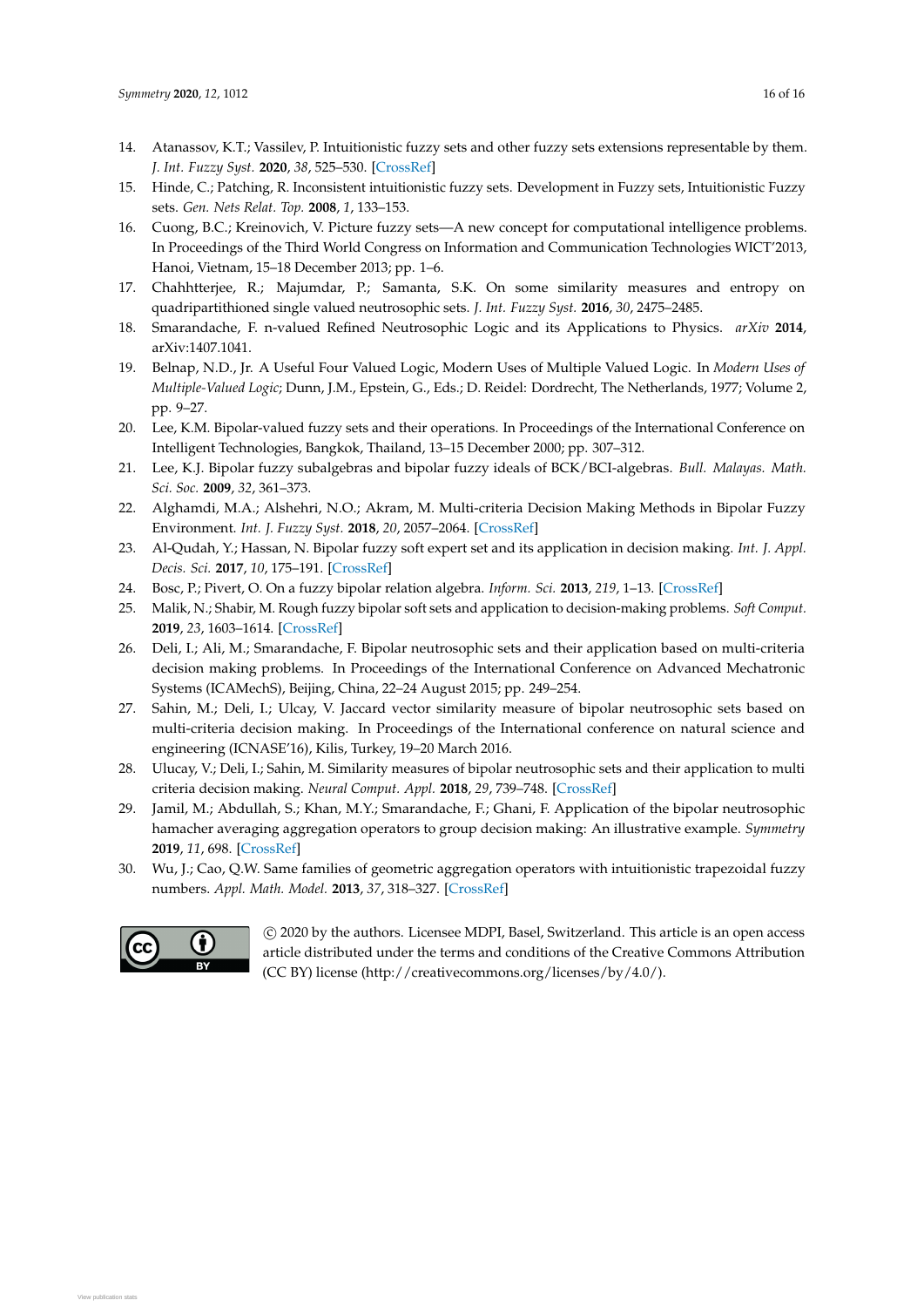14. Atanassov, K.T.; Vassilev, P. Intuitionistic fuzzy sets and other fuzzy sets extensions representable by them. *J. Int. Fuzzy Syst.* **2020**, *38*, 525–530. [CrossRef]
15. Hinde, C.; Patching, R. Inconsistent intuitionistic fuzzy sets. Development in Fuzzy sets, Intuitionistic Fuzzy sets. *Gen. Nets Relat. Top.* **2008**, *1*, 133–153.
16. Cuong, B.C.; Kreinovich, V. Picture fuzzy sets—A new concept for computational intelligence problems. In Proceedings of the Third World Congress on Information and Communication Technologies WICT'2013, Hanoi, Vietnam, 15–18 December 2013; pp. 1–6.
17. Chahhtterjee, R.; Majumdar, P.; Samanta, S.K. On some similarity measures and entropy on quadripartithioned single valued neutrosophic sets. *J. Int. Fuzzy Syst.* **2016**, *30*, 2475–2485.
18. Smarandache, F. n-valued Refined Neutrosophic Logic and its Applications to Physics. *arXiv* **2014**, arXiv:1407.1041.
19. Belnap, N.D., Jr. A Useful Four Valued Logic, Modern Uses of Multiple Valued Logic. In *Modern Uses of Multiple-Valued Logic*; Dunn, J.M., Epstein, G., Eds.; D. Reidel: Dordrecht, The Netherlands, 1977; Volume 2, pp. 9–27.
20. Lee, K.M. Bipolar-valued fuzzy sets and their operations. In Proceedings of the International Conference on Intelligent Technologies, Bangkok, Thailand, 13–15 December 2000; pp. 307–312.
21. Lee, K.J. Bipolar fuzzy subalgebras and bipolar fuzzy ideals of BCK/BCI-algebras. *Bull. Malayas. Math. Sci. Soc.* **2009**, *32*, 361–373.
22. Alghamdi, M.A.; Alshehri, N.O.; Akram, M. Multi-criteria Decision Making Methods in Bipolar Fuzzy Environment. *Int. J. Fuzzy Syst.* **2018**, *20*, 2057–2064. [CrossRef]
23. Al-Qudah, Y.; Hassan, N. Bipolar fuzzy soft expert set and its application in decision making. *Int. J. Appl. Decis. Sci.* **2017**, *10*, 175–191. [CrossRef]
24. Bosc, P.; Pivert, O. On a fuzzy bipolar relation algebra. *Inform. Sci.* **2013**, *219*, 1–13. [CrossRef]
25. Malik, N.; Shabir, M. Rough fuzzy bipolar soft sets and application to decision-making problems. *Soft Comput.* **2019**, *23*, 1603–1614. [CrossRef]
26. Deli, I.; Ali, M.; Smarandache, F. Bipolar neutrosophic sets and their application based on multi-criteria decision making problems. In Proceedings of the International Conference on Advanced Mechatronic Systems (ICAMechS), Beijing, China, 22–24 August 2015; pp. 249–254.
27. Sahin, M.; Deli, I.; Ulcay, V. Jaccard vector similarity measure of bipolar neutrosophic sets based on multi-criteria decision making. In Proceedings of the International conference on natural science and engineering (ICNASE'16), Kilis, Turkey, 19–20 March 2016.
28. Ulucay, V.; Deli, I.; Sahin, M. Similarity measures of bipolar neutrosophic sets and their application to multi criteria decision making. *Neural Comput. Appl.* **2018**, *29*, 739–748. [CrossRef]
29. Jamil, M.; Abdullah, S.; Khan, M.Y.; Smarandache, F.; Ghani, F. Application of the bipolar neutrosophic hamacher averaging aggregation operators to group decision making: An illustrative example. *Symmetry* **2019**, *11*, 698. [CrossRef]
30. Wu, J.; Cao, Q.W. Same families of geometric aggregation operators with intuitionistic trapezoidal fuzzy numbers. *Appl. Math. Model.* **2013**, *37*, 318–327. [CrossRef]

© 2020 by the authors. Licensee MDPI, Basel, Switzerland. This article is an open access article distributed under the terms and conditions of the Creative Commons Attribution (CC BY) license (http://creativecommons.org/licenses/by/4.0/).